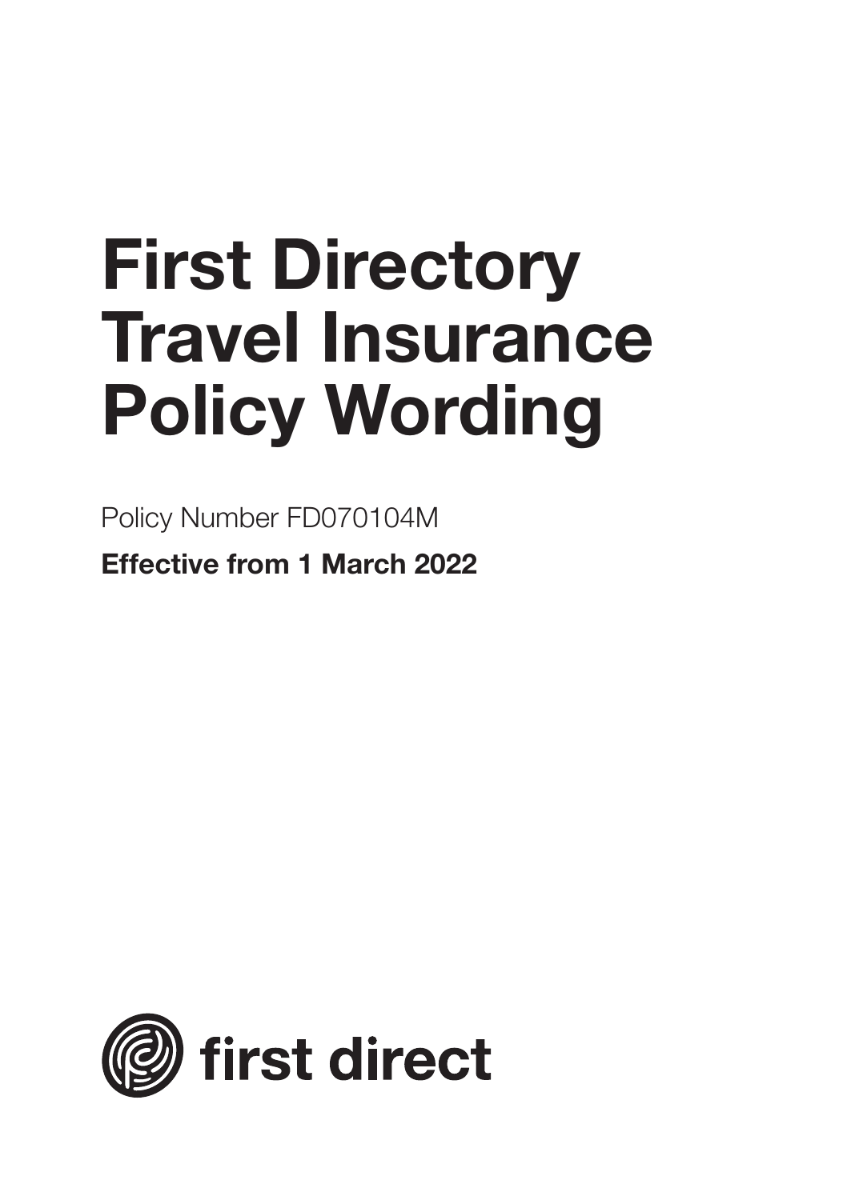# First Directory Travel Insurance Policy Wording

Policy Number FD070104M

**Effective from 1 March 2022**

first direct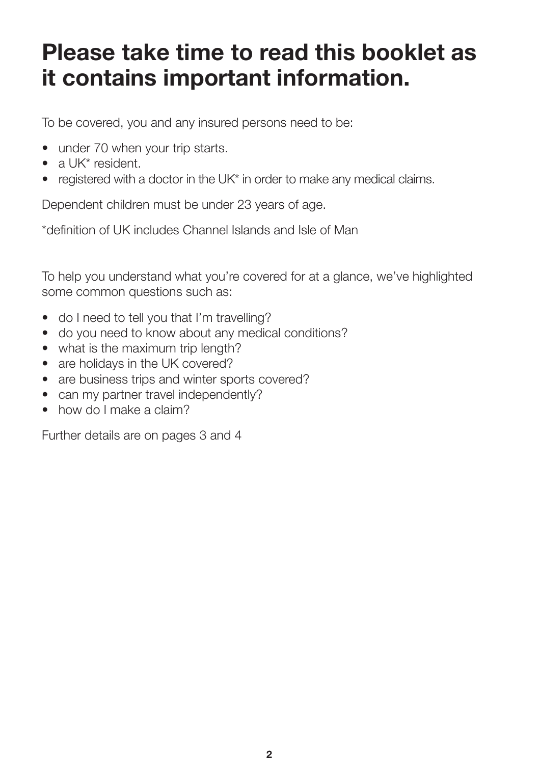# Please take time to read this booklet as it contains important information.

To be covered, you and any insured persons need to be:

- under 70 when your trip starts.
- a UK* resident.
- registered with a doctor in the UK* in order to make any medical claims.

Dependent children must be under 23 years of age.

*definition of UK includes Channel Islands and Isle of Man

To help you understand what you're covered for at a glance, we've highlighted some common questions such as:

- do I need to tell you that I'm travelling?
- do you need to know about any medical conditions?
- what is the maximum trip length?
- are holidays in the UK covered?
- are business trips and winter sports covered?
- can my partner travel independently?
- how do I make a claim?

Further details are on pages 3 and 4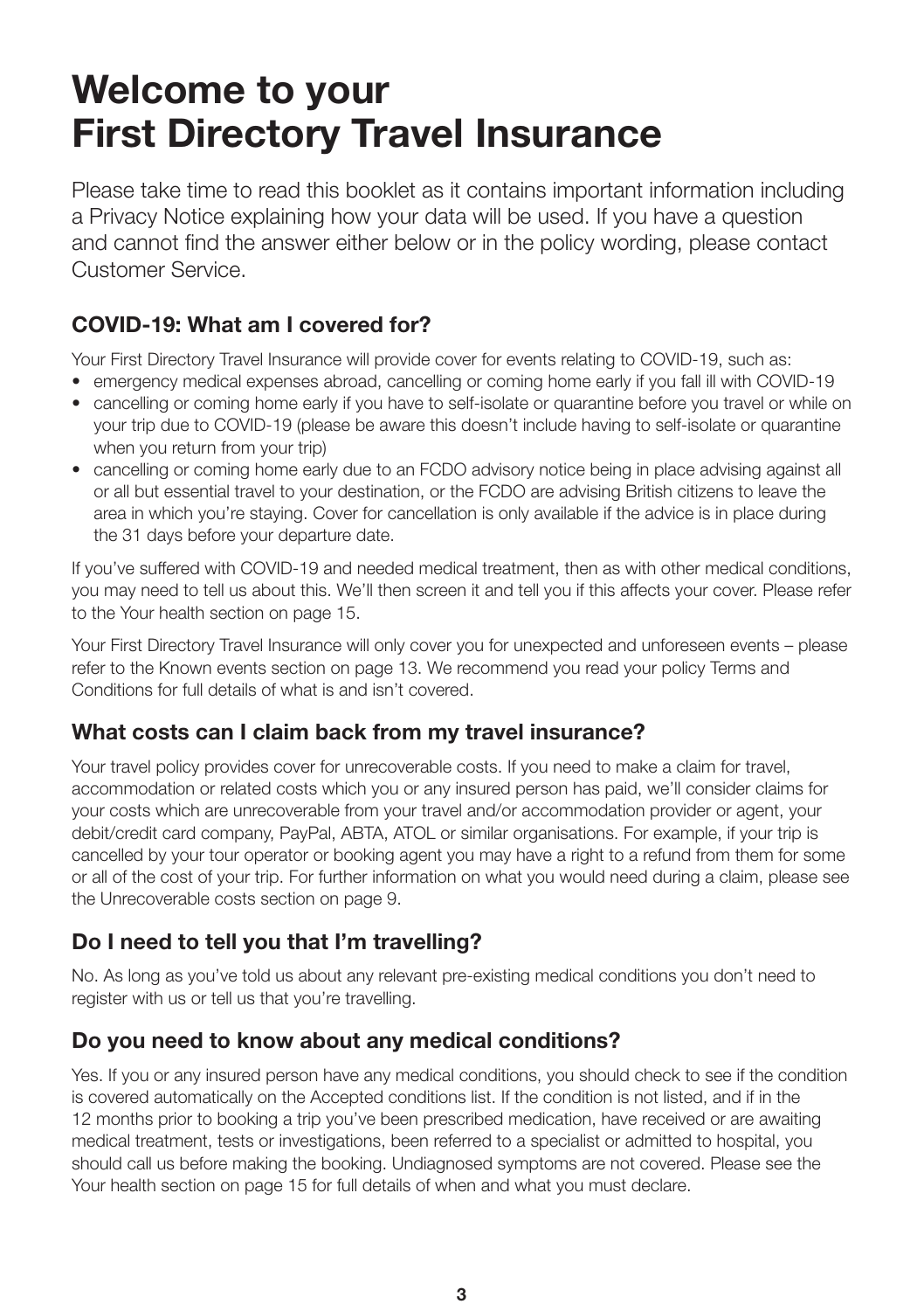# Welcome to your First Directory Travel Insurance

Please take time to read this booklet as it contains important information including a Privacy Notice explaining how your data will be used. If you have a question and cannot find the answer either below or in the policy wording, please contact Customer Service.

## COVID-19: What am I covered for?

Your First Directory Travel Insurance will provide cover for events relating to COVID-19, such as:

- emergency medical expenses abroad, cancelling or coming home early if you fall ill with COVID-19
- cancelling or coming home early if you have to self-isolate or quarantine before you travel or while on your trip due to COVID-19 (please be aware this doesn't include having to self-isolate or quarantine when you return from your trip)
- cancelling or coming home early due to an FCDO advisory notice being in place advising against all or all but essential travel to your destination, or the FCDO are advising British citizens to leave the area in which you're staying. Cover for cancellation is only available if the advice is in place during the 31 days before your departure date.

If you've suffered with COVID-19 and needed medical treatment, then as with other medical conditions, you may need to tell us about this. We'll then screen it and tell you if this affects your cover. Please refer to the Your health section on page 15.

Your First Directory Travel Insurance will only cover you for unexpected and unforeseen events – please refer to the Known events section on page 13. We recommend you read your policy Terms and Conditions for full details of what is and isn't covered.

## What costs can I claim back from my travel insurance?

Your travel policy provides cover for unrecoverable costs. If you need to make a claim for travel, accommodation or related costs which you or any insured person has paid, we'll consider claims for your costs which are unrecoverable from your travel and/or accommodation provider or agent, your debit/credit card company, PayPal, ABTA, ATOL or similar organisations. For example, if your trip is cancelled by your tour operator or booking agent you may have a right to a refund from them for some or all of the cost of your trip. For further information on what you would need during a claim, please see the Unrecoverable costs section on page 9.

## Do I need to tell you that I'm travelling?

No. As long as you've told us about any relevant pre-existing medical conditions you don't need to register with us or tell us that you're travelling.

## Do you need to know about any medical conditions?

Yes. If you or any insured person have any medical conditions, you should check to see if the condition is covered automatically on the Accepted conditions list. If the condition is not listed, and if in the 12 months prior to booking a trip you've been prescribed medication, have received or are awaiting medical treatment, tests or investigations, been referred to a specialist or admitted to hospital, you should call us before making the booking. Undiagnosed symptoms are not covered. Please see the Your health section on page 15 for full details of when and what you must declare.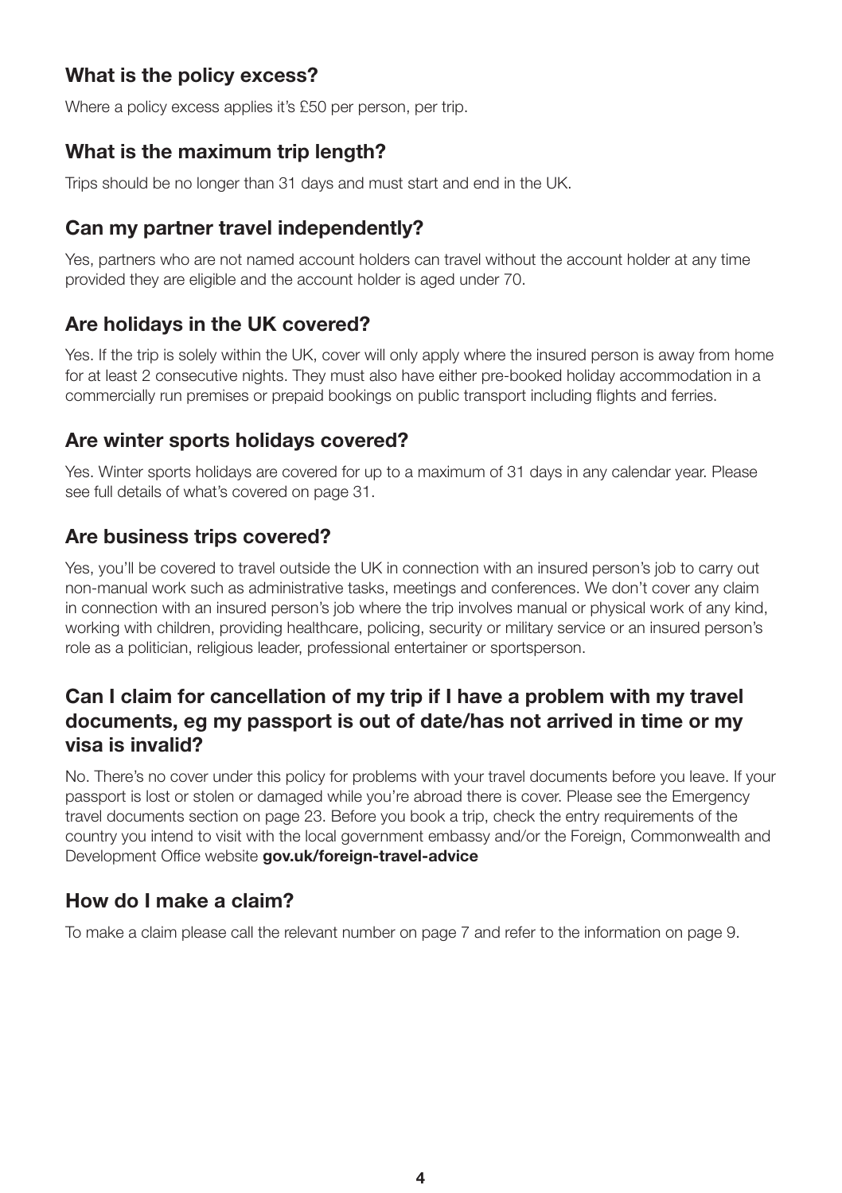## What is the policy excess?

Where a policy excess applies it's £50 per person, per trip.

## What is the maximum trip length?

Trips should be no longer than 31 days and must start and end in the UK.

## Can my partner travel independently?

Yes, partners who are not named account holders can travel without the account holder at any time provided they are eligible and the account holder is aged under 70.

## Are holidays in the UK covered?

Yes. If the trip is solely within the UK, cover will only apply where the insured person is away from home for at least 2 consecutive nights. They must also have either pre-booked holiday accommodation in a commercially run premises or prepaid bookings on public transport including flights and ferries.

## Are winter sports holidays covered?

Yes. Winter sports holidays are covered for up to a maximum of 31 days in any calendar year. Please see full details of what's covered on page 31.

## Are business trips covered?

Yes, you'll be covered to travel outside the UK in connection with an insured person's job to carry out non-manual work such as administrative tasks, meetings and conferences. We don't cover any claim in connection with an insured person's job where the trip involves manual or physical work of any kind, working with children, providing healthcare, policing, security or military service or an insured person's role as a politician, religious leader, professional entertainer or sportsperson.

## Can I claim for cancellation of my trip if I have a problem with my travel documents, eg my passport is out of date/has not arrived in time or my visa is invalid?

No. There's no cover under this policy for problems with your travel documents before you leave. If your passport is lost or stolen or damaged while you're abroad there is cover. Please see the Emergency travel documents section on page 23. Before you book a trip, check the entry requirements of the country you intend to visit with the local government embassy and/or the Foreign, Commonwealth and Development Office website **gov.uk/foreign-travel-advice**

## How do I make a claim?

To make a claim please call the relevant number on page 7 and refer to the information on page 9.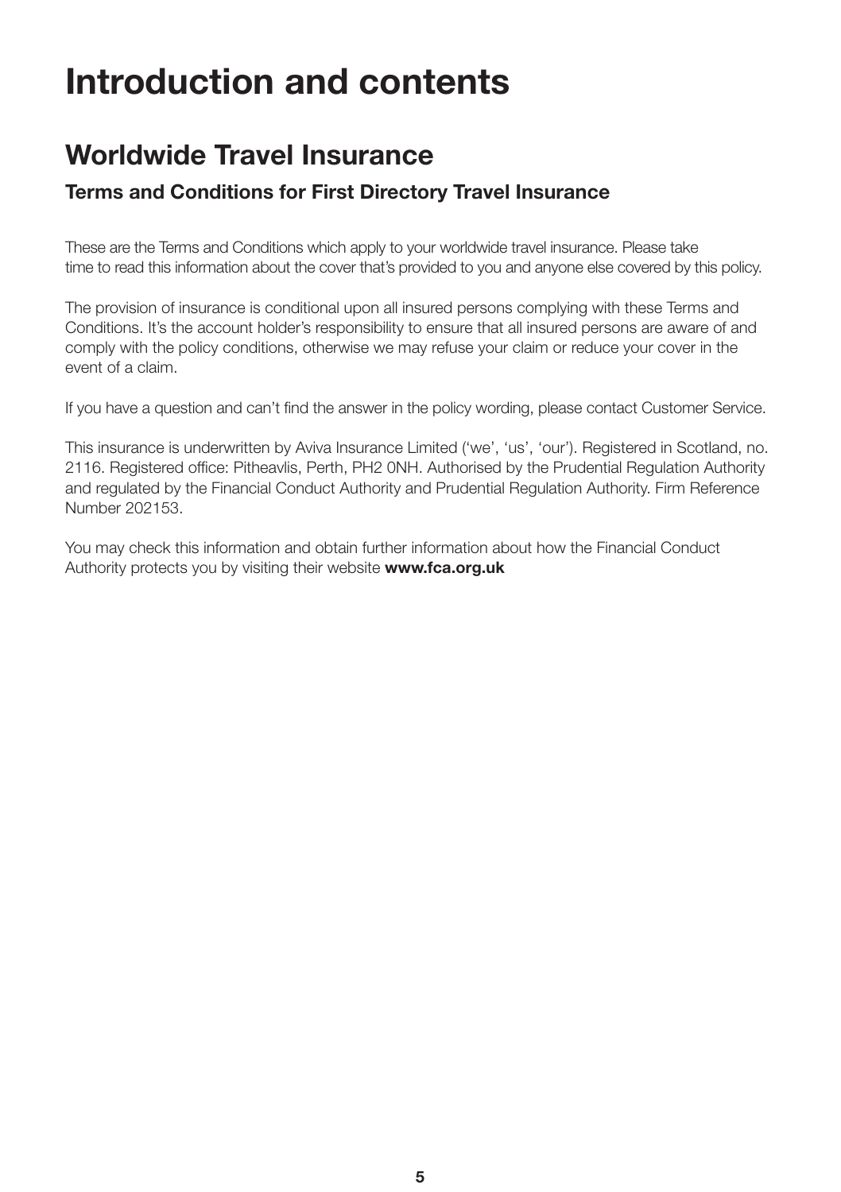# Introduction and contents

## Worldwide Travel Insurance

### Terms and Conditions for First Directory Travel Insurance

These are the Terms and Conditions which apply to your worldwide travel insurance. Please take time to read this information about the cover that's provided to you and anyone else covered by this policy.

The provision of insurance is conditional upon all insured persons complying with these Terms and Conditions. It's the account holder's responsibility to ensure that all insured persons are aware of and comply with the policy conditions, otherwise we may refuse your claim or reduce your cover in the event of a claim.

If you have a question and can't find the answer in the policy wording, please contact Customer Service.

This insurance is underwritten by Aviva Insurance Limited ('we', 'us', 'our'). Registered in Scotland, no. 2116. Registered office: Pitheavlis, Perth, PH2 0NH. Authorised by the Prudential Regulation Authority and regulated by the Financial Conduct Authority and Prudential Regulation Authority. Firm Reference Number 202153.

You may check this information and obtain further information about how the Financial Conduct Authority protects you by visiting their website **www.fca.org.uk**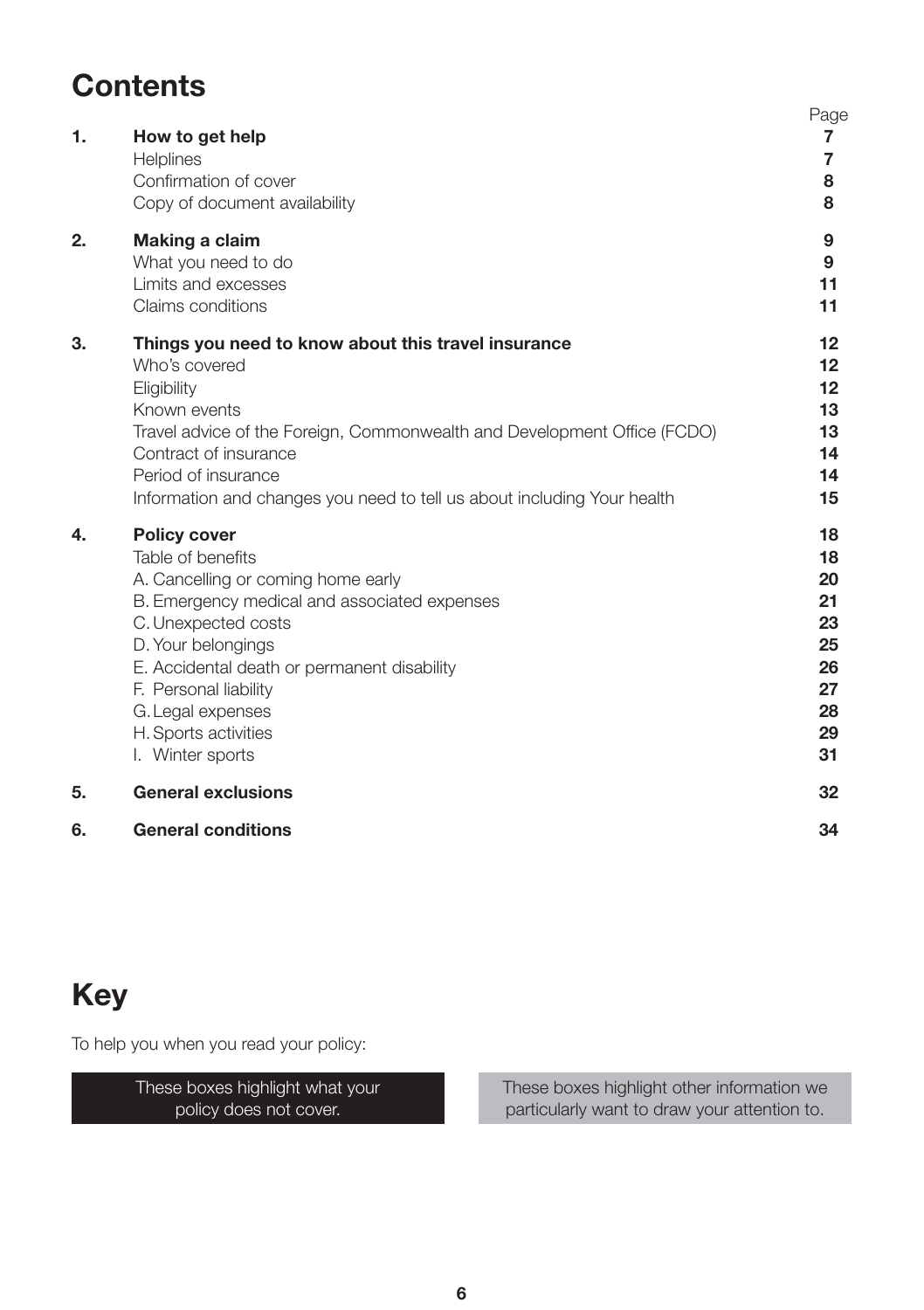# Contents

| | | Page |
|---|---|---|
| **1.** | **How to get help** | **7** |
| | Helplines | **7** |
| | Confirmation of cover | **8** |
| | Copy of document availability | **8** |
| **2.** | **Making a claim** | **9** |
| | What you need to do | **9** |
| | Limits and excesses | **11** |
| | Claims conditions | **11** |
| **3.** | **Things you need to know about this travel insurance** | **12** |
| | Who's covered | **12** |
| | Eligibility | **12** |
| | Known events | **13** |
| | Travel advice of the Foreign, Commonwealth and Development Office (FCDO) | **13** |
| | Contract of insurance | **14** |
| | Period of insurance | **14** |
| | Information and changes you need to tell us about including Your health | **15** |
| **4.** | **Policy cover** | **18** |
| | Table of benefits | **18** |
| | A. Cancelling or coming home early | **20** |
| | B. Emergency medical and associated expenses | **21** |
| | C. Unexpected costs | **23** |
| | D. Your belongings | **25** |
| | E. Accidental death or permanent disability | **26** |
| | F. Personal liability | **27** |
| | G. Legal expenses | **28** |
| | H. Sports activities | **29** |
| | I. Winter sports | **31** |
| **5.** | **General exclusions** | **32** |
| **6.** | **General conditions** | **34** |

# Key

To help you when you read your policy:

| These boxes highlight what your policy does not cover. | These boxes highlight other information we particularly want to draw your attention to. |
|---|---|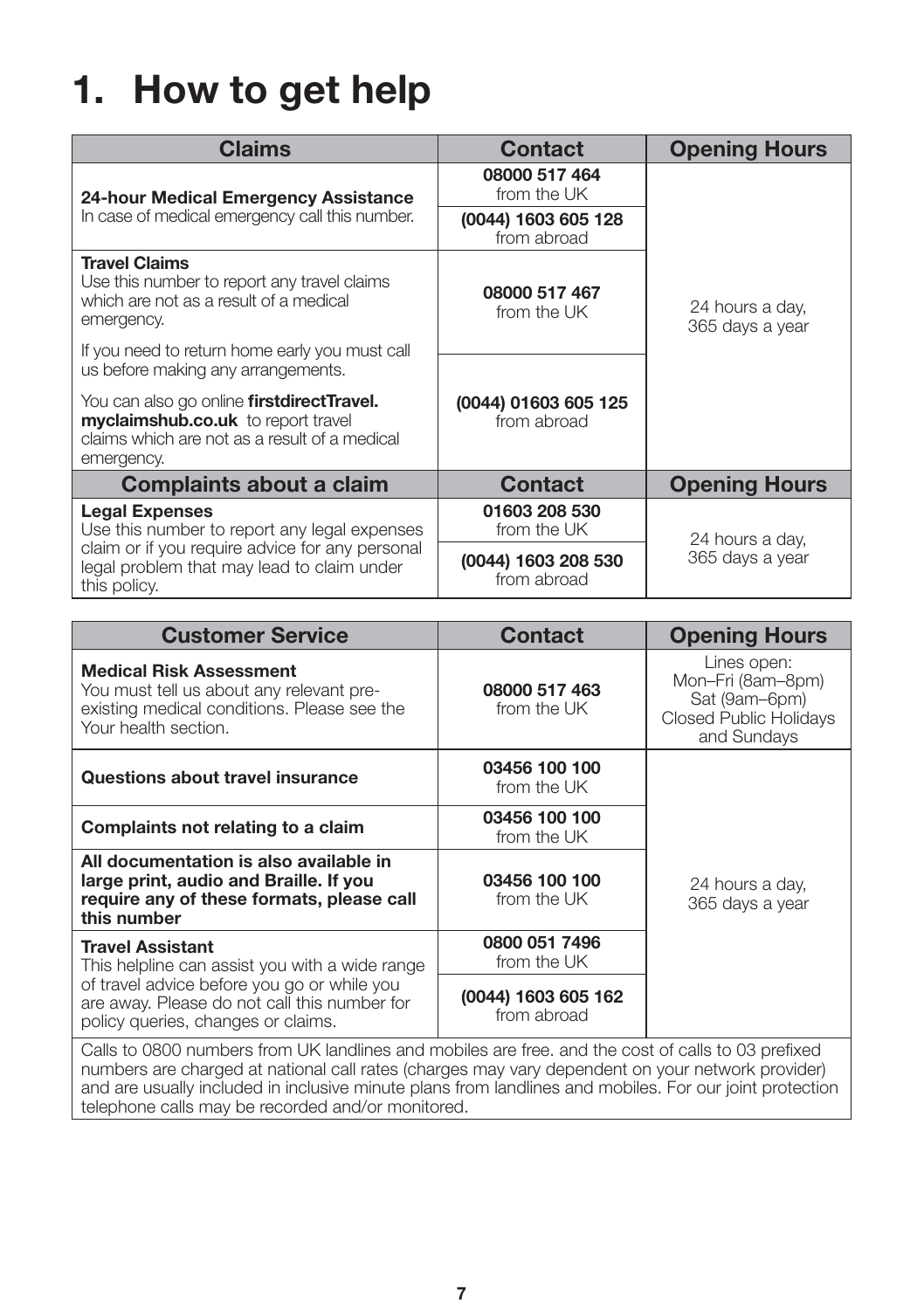# 1. How to get help

| Claims | Contact | Opening Hours |
| --- | --- | --- |
| **24-hour Medical Emergency Assistance**<br>In case of medical emergency call this number. | **08000 517 464**<br>from the UK | 24 hours a day, 365 days a year |
| | **(0044) 1603 605 128**<br>from abroad | |
| **Travel Claims**<br>Use this number to report any travel claims which are not as a result of a medical emergency. | **08000 517 467**<br>from the UK | |
| If you need to return home early you must call us before making any arrangements.<br>You can also go online **firstdirectTravel.myclaimshub.co.uk** to report travel claims which are not as a result of a medical emergency. | **(0044) 01603 605 125**<br>from abroad | |
| **Complaints about a claim** | **Contact** | **Opening Hours** |
| **Legal Expenses**<br>Use this number to report any legal expenses claim or if you require advice for any personal legal problem that may lead to claim under this policy. | **01603 208 530**<br>from the UK | 24 hours a day, 365 days a year |
| | **(0044) 1603 208 530**<br>from abroad | |

| Customer Service | Contact | Opening Hours |
| --- | --- | --- |
| **Medical Risk Assessment**<br>You must tell us about any relevant pre-existing medical conditions. Please see the Your health section. | **08000 517 463**<br>from the UK | Lines open:<br>Mon–Fri (8am–8pm)<br>Sat (9am–6pm)<br>Closed Public Holidays and Sundays |
| **Questions about travel insurance** | **03456 100 100**<br>from the UK | 24 hours a day, 365 days a year |
| **Complaints not relating to a claim** | **03456 100 100**<br>from the UK | |
| **All documentation is also available in large print, audio and Braille. If you require any of these formats, please call this number** | **03456 100 100**<br>from the UK | |
| **Travel Assistant**<br>This helpline can assist you with a wide range of travel advice before you go or while you are away. Please do not call this number for policy queries, changes or claims. | **0800 051 7496**<br>from the UK | |
| | **(0044) 1603 605 162**<br>from abroad | |

Calls to 0800 numbers from UK landlines and mobiles are free. and the cost of calls to 03 prefixed numbers are charged at national call rates (charges may vary dependent on your network provider) and are usually included in inclusive minute plans from landlines and mobiles. For our joint protection telephone calls may be recorded and/or monitored.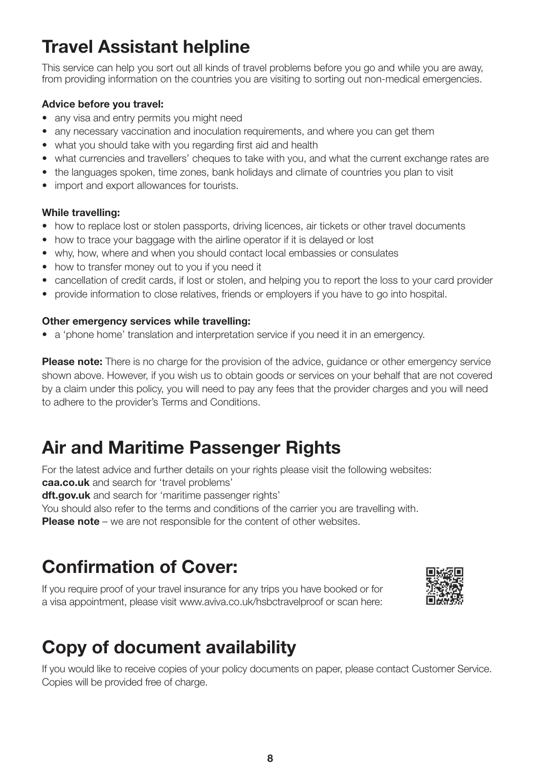# Travel Assistant helpline

This service can help you sort out all kinds of travel problems before you go and while you are away, from providing information on the countries you are visiting to sorting out non-medical emergencies.

**Advice before you travel:**

- any visa and entry permits you might need
- any necessary vaccination and inoculation requirements, and where you can get them
- what you should take with you regarding first aid and health
- what currencies and travellers' cheques to take with you, and what the current exchange rates are
- the languages spoken, time zones, bank holidays and climate of countries you plan to visit
- import and export allowances for tourists.

**While travelling:**

- how to replace lost or stolen passports, driving licences, air tickets or other travel documents
- how to trace your baggage with the airline operator if it is delayed or lost
- why, how, where and when you should contact local embassies or consulates
- how to transfer money out to you if you need it
- cancellation of credit cards, if lost or stolen, and helping you to report the loss to your card provider
- provide information to close relatives, friends or employers if you have to go into hospital.

**Other emergency services while travelling:**

- a 'phone home' translation and interpretation service if you need it in an emergency.

**Please note:** There is no charge for the provision of the advice, guidance or other emergency service shown above. However, if you wish us to obtain goods or services on your behalf that are not covered by a claim under this policy, you will need to pay any fees that the provider charges and you will need to adhere to the provider's Terms and Conditions.

# Air and Maritime Passenger Rights

For the latest advice and further details on your rights please visit the following websites:
**caa.co.uk** and search for 'travel problems'
**dft.gov.uk** and search for 'maritime passenger rights'
You should also refer to the terms and conditions of the carrier you are travelling with.
**Please note** – we are not responsible for the content of other websites.

# Confirmation of Cover:

If you require proof of your travel insurance for any trips you have booked or for a visa appointment, please visit www.aviva.co.uk/hsbctravelproof or scan here:

# Copy of document availability

If you would like to receive copies of your policy documents on paper, please contact Customer Service. Copies will be provided free of charge.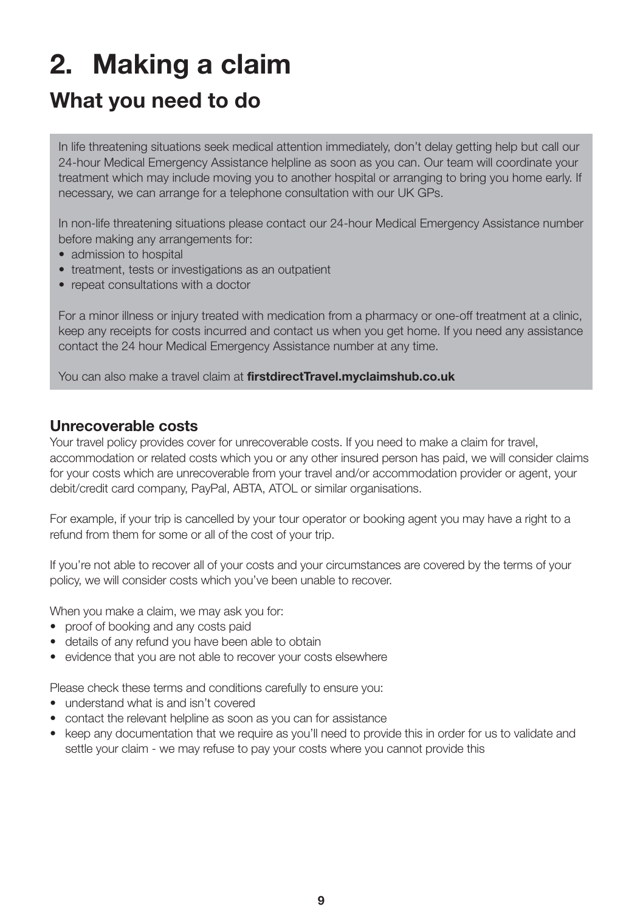# 2. Making a claim

## What you need to do

In life threatening situations seek medical attention immediately, don't delay getting help but call our 24-hour Medical Emergency Assistance helpline as soon as you can. Our team will coordinate your treatment which may include moving you to another hospital or arranging to bring you home early. If necessary, we can arrange for a telephone consultation with our UK GPs.

In non-life threatening situations please contact our 24-hour Medical Emergency Assistance number before making any arrangements for:

- admission to hospital
- treatment, tests or investigations as an outpatient
- repeat consultations with a doctor

For a minor illness or injury treated with medication from a pharmacy or one-off treatment at a clinic, keep any receipts for costs incurred and contact us when you get home. If you need any assistance contact the 24 hour Medical Emergency Assistance number at any time.

You can also make a travel claim at **firstdirectTravel.myclaimshub.co.uk**

### Unrecoverable costs

Your travel policy provides cover for unrecoverable costs. If you need to make a claim for travel, accommodation or related costs which you or any other insured person has paid, we will consider claims for your costs which are unrecoverable from your travel and/or accommodation provider or agent, your debit/credit card company, PayPal, ABTA, ATOL or similar organisations.

For example, if your trip is cancelled by your tour operator or booking agent you may have a right to a refund from them for some or all of the cost of your trip.

If you're not able to recover all of your costs and your circumstances are covered by the terms of your policy, we will consider costs which you've been unable to recover.

When you make a claim, we may ask you for:

- proof of booking and any costs paid
- details of any refund you have been able to obtain
- evidence that you are not able to recover your costs elsewhere

Please check these terms and conditions carefully to ensure you:

- understand what is and isn't covered
- contact the relevant helpline as soon as you can for assistance
- keep any documentation that we require as you'll need to provide this in order for us to validate and settle your claim - we may refuse to pay your costs where you cannot provide this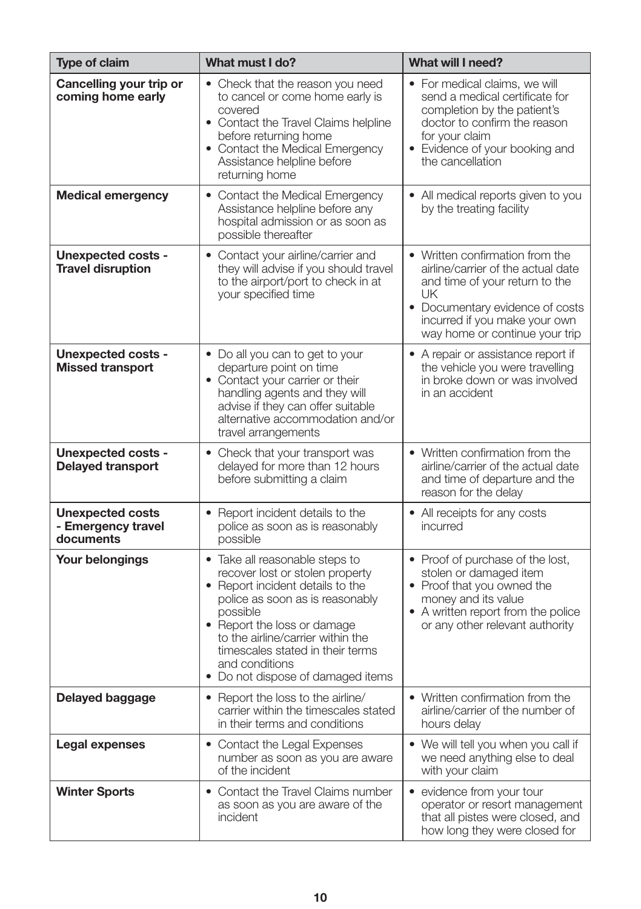| Type of claim | What must I do? | What will I need? |
|---|---|---|
| **Cancelling your trip or coming home early** | • Check that the reason you need to cancel or come home early is covered<br>• Contact the Travel Claims helpline before returning home<br>• Contact the Medical Emergency Assistance helpline before returning home | • For medical claims, we will send a medical certificate for completion by the patient's doctor to confirm the reason for your claim<br>• Evidence of your booking and the cancellation |
| **Medical emergency** | • Contact the Medical Emergency Assistance helpline before any hospital admission or as soon as possible thereafter | • All medical reports given to you by the treating facility |
| **Unexpected costs - Travel disruption** | • Contact your airline/carrier and they will advise if you should travel to the airport/port to check in at your specified time | • Written confirmation from the airline/carrier of the actual date and time of your return to the UK<br>• Documentary evidence of costs incurred if you make your own way home or continue your trip |
| **Unexpected costs - Missed transport** | • Do all you can to get to your departure point on time<br>• Contact your carrier or their handling agents and they will advise if they can offer suitable alternative accommodation and/or travel arrangements | • A repair or assistance report if the vehicle you were travelling in broke down or was involved in an accident |
| **Unexpected costs - Delayed transport** | • Check that your transport was delayed for more than 12 hours before submitting a claim | • Written confirmation from the airline/carrier of the actual date and time of departure and the reason for the delay |
| **Unexpected costs - Emergency travel documents** | • Report incident details to the police as soon as is reasonably possible | • All receipts for any costs incurred |
| **Your belongings** | • Take all reasonable steps to recover lost or stolen property<br>• Report incident details to the police as soon as is reasonably possible<br>• Report the loss or damage to the airline/carrier within the timescales stated in their terms and conditions<br>• Do not dispose of damaged items | • Proof of purchase of the lost, stolen or damaged item<br>• Proof that you owned the money and its value<br>• A written report from the police or any other relevant authority |
| **Delayed baggage** | • Report the loss to the airline/carrier within the timescales stated in their terms and conditions | • Written confirmation from the airline/carrier of the number of hours delay |
| **Legal expenses** | • Contact the Legal Expenses number as soon as you are aware of the incident | • We will tell you when you call if we need anything else to deal with your claim |
| **Winter Sports** | • Contact the Travel Claims number as soon as you are aware of the incident | • evidence from your tour operator or resort management that all pistes were closed, and how long they were closed for |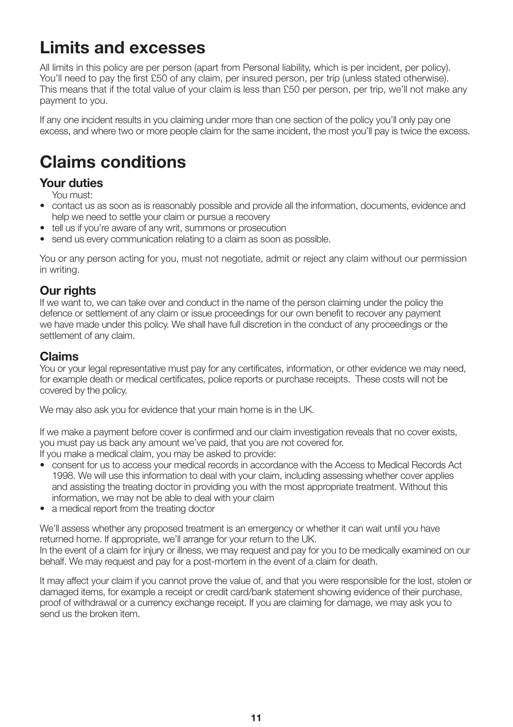# Limits and excesses

All limits in this policy are per person (apart from Personal liability, which is per incident, per policy). You'll need to pay the first £50 of any claim, per insured person, per trip (unless stated otherwise). This means that if the total value of your claim is less than £50 per person, per trip, we'll not make any payment to you.

If any one incident results in you claiming under more than one section of the policy you'll only pay one excess, and where two or more people claim for the same incident, the most you'll pay is twice the excess.

# Claims conditions

## Your duties

You must:

- contact us as soon as is reasonably possible and provide all the information, documents, evidence and help we need to settle your claim or pursue a recovery
- tell us if you're aware of any writ, summons or prosecution
- send us every communication relating to a claim as soon as possible.

You or any person acting for you, must not negotiate, admit or reject any claim without our permission in writing.

## Our rights

If we want to, we can take over and conduct in the name of the person claiming under the policy the defence or settlement of any claim or issue proceedings for our own benefit to recover any payment we have made under this policy. We shall have full discretion in the conduct of any proceedings or the settlement of any claim.

## Claims

You or your legal representative must pay for any certificates, information, or other evidence we may need, for example death or medical certificates, police reports or purchase receipts. These costs will not be covered by the policy.

We may also ask you for evidence that your main home is in the UK.

If we make a payment before cover is confirmed and our claim investigation reveals that no cover exists, you must pay us back any amount we've paid, that you are not covered for.

If you make a medical claim, you may be asked to provide:

- consent for us to access your medical records in accordance with the Access to Medical Records Act 1998. We will use this information to deal with your claim, including assessing whether cover applies and assisting the treating doctor in providing you with the most appropriate treatment. Without this information, we may not be able to deal with your claim
- a medical report from the treating doctor

We'll assess whether any proposed treatment is an emergency or whether it can wait until you have returned home. If appropriate, we'll arrange for your return to the UK.

In the event of a claim for injury or illness, we may request and pay for you to be medically examined on our behalf. We may request and pay for a post-mortem in the event of a claim for death.

It may affect your claim if you cannot prove the value of, and that you were responsible for the lost, stolen or damaged items, for example a receipt or credit card/bank statement showing evidence of their purchase, proof of withdrawal or a currency exchange receipt. If you are claiming for damage, we may ask you to send us the broken item.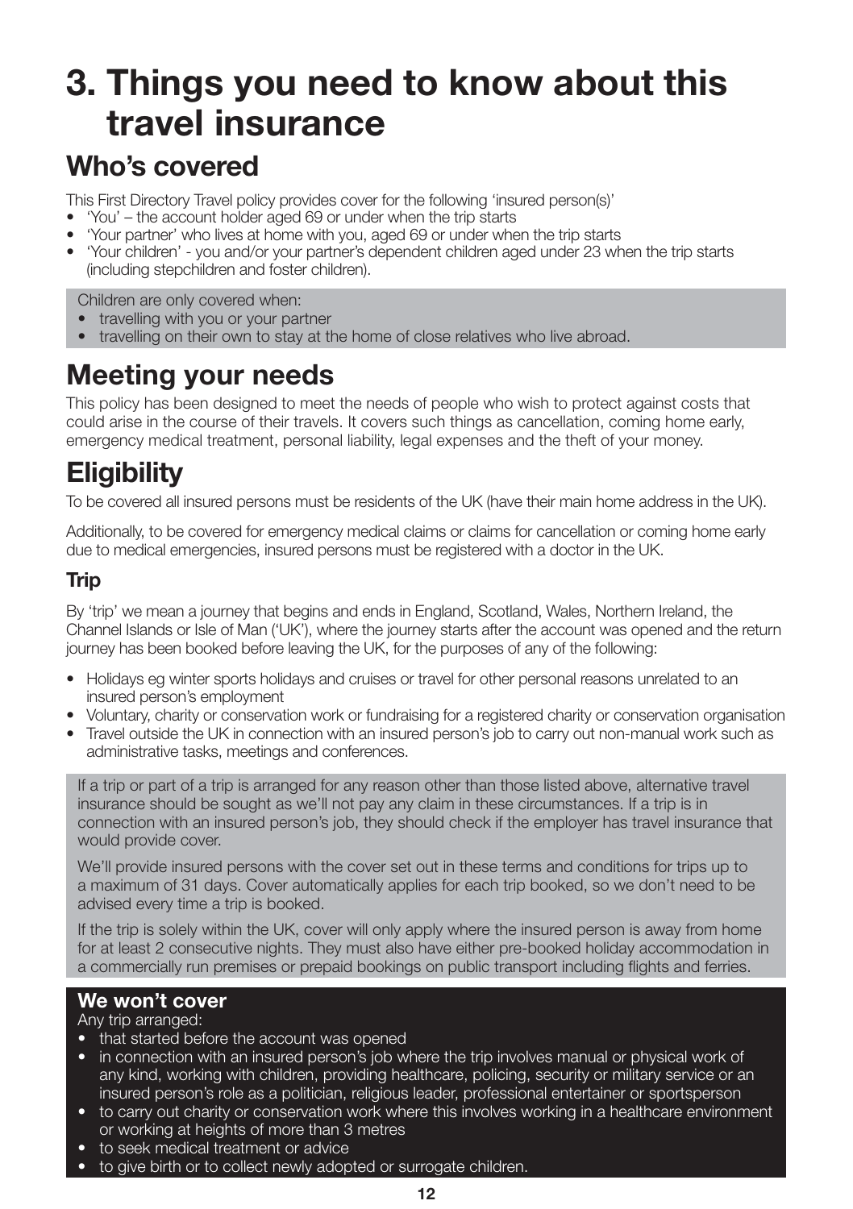# 3. Things you need to know about this travel insurance

## Who's covered

This First Directory Travel policy provides cover for the following 'insured person(s)'

- 'You' – the account holder aged 69 or under when the trip starts
- 'Your partner' who lives at home with you, aged 69 or under when the trip starts
- 'Your children' - you and/or your partner's dependent children aged under 23 when the trip starts (including stepchildren and foster children).

Children are only covered when:

- travelling with you or your partner
- travelling on their own to stay at the home of close relatives who live abroad.

## Meeting your needs

This policy has been designed to meet the needs of people who wish to protect against costs that could arise in the course of their travels. It covers such things as cancellation, coming home early, emergency medical treatment, personal liability, legal expenses and the theft of your money.

## Eligibility

To be covered all insured persons must be residents of the UK (have their main home address in the UK).

Additionally, to be covered for emergency medical claims or claims for cancellation or coming home early due to medical emergencies, insured persons must be registered with a doctor in the UK.

### Trip

By 'trip' we mean a journey that begins and ends in England, Scotland, Wales, Northern Ireland, the Channel Islands or Isle of Man ('UK'), where the journey starts after the account was opened and the return journey has been booked before leaving the UK, for the purposes of any of the following:

- Holidays eg winter sports holidays and cruises or travel for other personal reasons unrelated to an insured person's employment
- Voluntary, charity or conservation work or fundraising for a registered charity or conservation organisation
- Travel outside the UK in connection with an insured person's job to carry out non-manual work such as administrative tasks, meetings and conferences.

If a trip or part of a trip is arranged for any reason other than those listed above, alternative travel insurance should be sought as we'll not pay any claim in these circumstances. If a trip is in connection with an insured person's job, they should check if the employer has travel insurance that would provide cover.

We'll provide insured persons with the cover set out in these terms and conditions for trips up to a maximum of 31 days. Cover automatically applies for each trip booked, so we don't need to be advised every time a trip is booked.

If the trip is solely within the UK, cover will only apply where the insured person is away from home for at least 2 consecutive nights. They must also have either pre-booked holiday accommodation in a commercially run premises or prepaid bookings on public transport including flights and ferries.

**We won't cover**

Any trip arranged:

- that started before the account was opened
- in connection with an insured person's job where the trip involves manual or physical work of any kind, working with children, providing healthcare, policing, security or military service or an insured person's role as a politician, religious leader, professional entertainer or sportsperson
- to carry out charity or conservation work where this involves working in a healthcare environment or working at heights of more than 3 metres
- to seek medical treatment or advice
- to give birth or to collect newly adopted or surrogate children.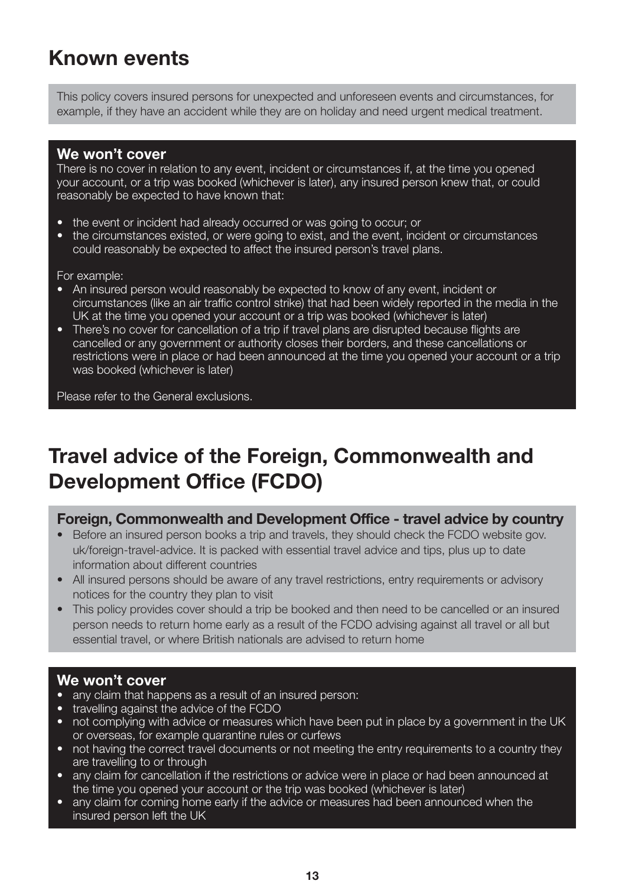## Known events

This policy covers insured persons for unexpected and unforeseen events and circumstances, for example, if they have an accident while they are on holiday and need urgent medical treatment.

**We won't cover**

There is no cover in relation to any event, incident or circumstances if, at the time you opened your account, or a trip was booked (whichever is later), any insured person knew that, or could reasonably be expected to have known that:

- the event or incident had already occurred or was going to occur; or
- the circumstances existed, or were going to exist, and the event, incident or circumstances could reasonably be expected to affect the insured person's travel plans.

For example:

- An insured person would reasonably be expected to know of any event, incident or circumstances (like an air traffic control strike) that had been widely reported in the media in the UK at the time you opened your account or a trip was booked (whichever is later)
- There's no cover for cancellation of a trip if travel plans are disrupted because flights are cancelled or any government or authority closes their borders, and these cancellations or restrictions were in place or had been announced at the time you opened your account or a trip was booked (whichever is later)

Please refer to the General exclusions.

## Travel advice of the Foreign, Commonwealth and Development Office (FCDO)

**Foreign, Commonwealth and Development Office - travel advice by country**

- Before an insured person books a trip and travels, they should check the FCDO website gov.uk/foreign-travel-advice. It is packed with essential travel advice and tips, plus up to date information about different countries
- All insured persons should be aware of any travel restrictions, entry requirements or advisory notices for the country they plan to visit
- This policy provides cover should a trip be booked and then need to be cancelled or an insured person needs to return home early as a result of the FCDO advising against all travel or all but essential travel, or where British nationals are advised to return home

**We won't cover**

- any claim that happens as a result of an insured person:
- travelling against the advice of the FCDO
- not complying with advice or measures which have been put in place by a government in the UK or overseas, for example quarantine rules or curfews
- not having the correct travel documents or not meeting the entry requirements to a country they are travelling to or through
- any claim for cancellation if the restrictions or advice were in place or had been announced at the time you opened your account or the trip was booked (whichever is later)
- any claim for coming home early if the advice or measures had been announced when the insured person left the UK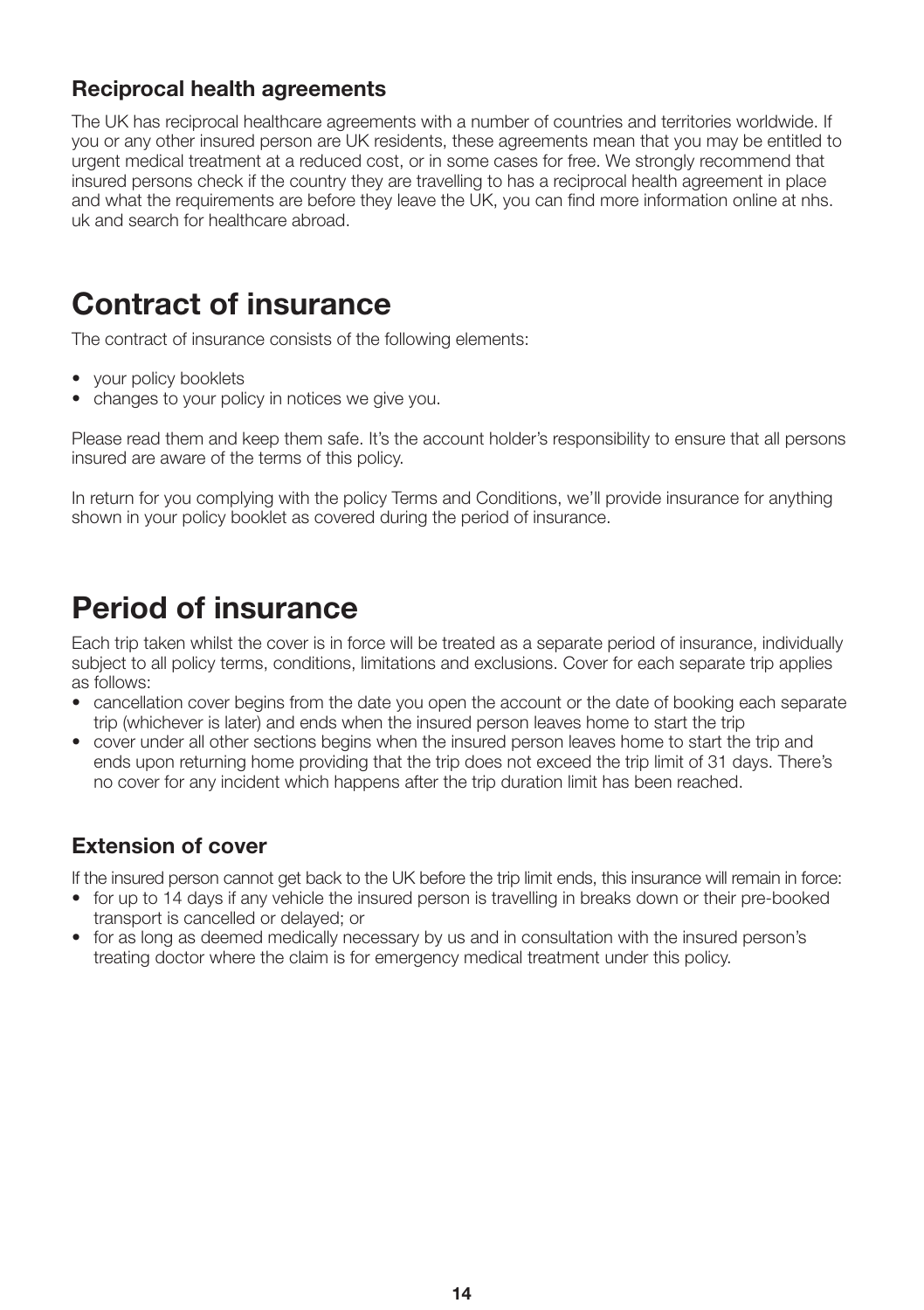### Reciprocal health agreements

The UK has reciprocal healthcare agreements with a number of countries and territories worldwide. If you or any other insured person are UK residents, these agreements mean that you may be entitled to urgent medical treatment at a reduced cost, or in some cases for free. We strongly recommend that insured persons check if the country they are travelling to has a reciprocal health agreement in place and what the requirements are before they leave the UK, you can find more information online at nhs.uk and search for healthcare abroad.

## Contract of insurance

The contract of insurance consists of the following elements:

- your policy booklets
- changes to your policy in notices we give you.

Please read them and keep them safe. It's the account holder's responsibility to ensure that all persons insured are aware of the terms of this policy.

In return for you complying with the policy Terms and Conditions, we'll provide insurance for anything shown in your policy booklet as covered during the period of insurance.

## Period of insurance

Each trip taken whilst the cover is in force will be treated as a separate period of insurance, individually subject to all policy terms, conditions, limitations and exclusions. Cover for each separate trip applies as follows:

- cancellation cover begins from the date you open the account or the date of booking each separate trip (whichever is later) and ends when the insured person leaves home to start the trip
- cover under all other sections begins when the insured person leaves home to start the trip and ends upon returning home providing that the trip does not exceed the trip limit of 31 days. There's no cover for any incident which happens after the trip duration limit has been reached.

### Extension of cover

If the insured person cannot get back to the UK before the trip limit ends, this insurance will remain in force:

- for up to 14 days if any vehicle the insured person is travelling in breaks down or their pre-booked transport is cancelled or delayed; or
- for as long as deemed medically necessary by us and in consultation with the insured person's treating doctor where the claim is for emergency medical treatment under this policy.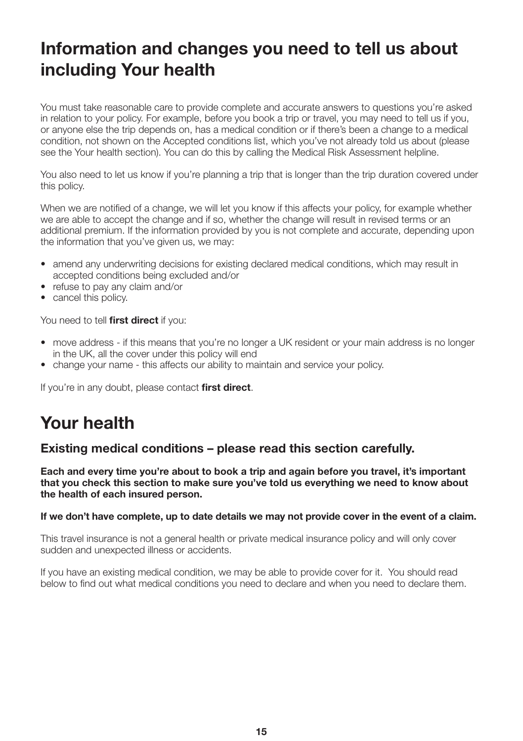# Information and changes you need to tell us about including Your health

You must take reasonable care to provide complete and accurate answers to questions you're asked in relation to your policy. For example, before you book a trip or travel, you may need to tell us if you, or anyone else the trip depends on, has a medical condition or if there's been a change to a medical condition, not shown on the Accepted conditions list, which you've not already told us about (please see the Your health section). You can do this by calling the Medical Risk Assessment helpline.

You also need to let us know if you're planning a trip that is longer than the trip duration covered under this policy.

When we are notified of a change, we will let you know if this affects your policy, for example whether we are able to accept the change and if so, whether the change will result in revised terms or an additional premium. If the information provided by you is not complete and accurate, depending upon the information that you've given us, we may:

- amend any underwriting decisions for existing declared medical conditions, which may result in accepted conditions being excluded and/or
- refuse to pay any claim and/or
- cancel this policy.

You need to tell **first direct** if you:

- move address - if this means that you're no longer a UK resident or your main address is no longer in the UK, all the cover under this policy will end
- change your name - this affects our ability to maintain and service your policy.

If you're in any doubt, please contact **first direct**.

# Your health

## Existing medical conditions – please read this section carefully.

**Each and every time you're about to book a trip and again before you travel, it's important that you check this section to make sure you've told us everything we need to know about the health of each insured person.**

**If we don't have complete, up to date details we may not provide cover in the event of a claim.**

This travel insurance is not a general health or private medical insurance policy and will only cover sudden and unexpected illness or accidents.

If you have an existing medical condition, we may be able to provide cover for it. You should read below to find out what medical conditions you need to declare and when you need to declare them.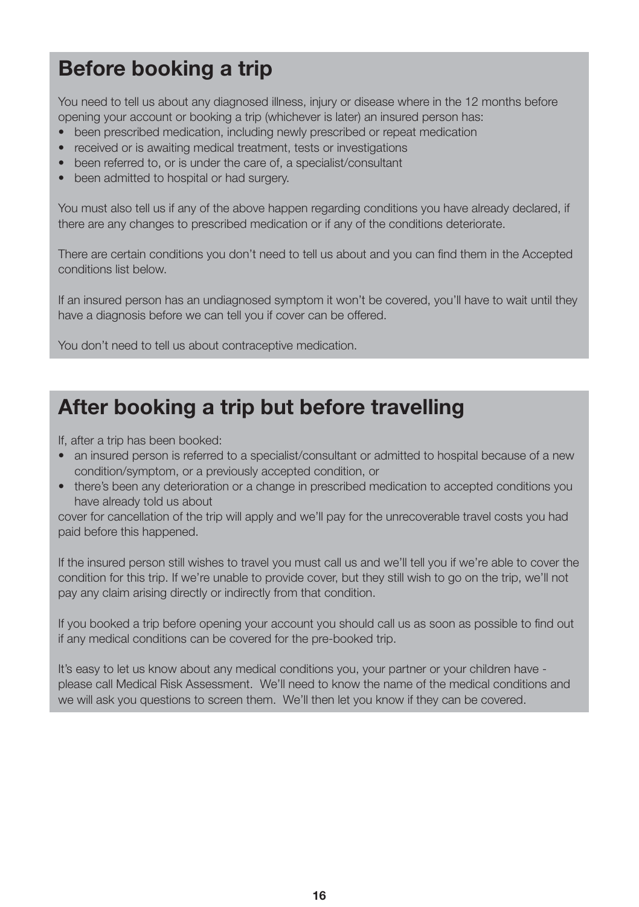## Before booking a trip

You need to tell us about any diagnosed illness, injury or disease where in the 12 months before opening your account or booking a trip (whichever is later) an insured person has:

- been prescribed medication, including newly prescribed or repeat medication
- received or is awaiting medical treatment, tests or investigations
- been referred to, or is under the care of, a specialist/consultant
- been admitted to hospital or had surgery.

You must also tell us if any of the above happen regarding conditions you have already declared, if there are any changes to prescribed medication or if any of the conditions deteriorate.

There are certain conditions you don't need to tell us about and you can find them in the Accepted conditions list below.

If an insured person has an undiagnosed symptom it won't be covered, you'll have to wait until they have a diagnosis before we can tell you if cover can be offered.

You don't need to tell us about contraceptive medication.

## After booking a trip but before travelling

If, after a trip has been booked:

- an insured person is referred to a specialist/consultant or admitted to hospital because of a new condition/symptom, or a previously accepted condition, or
- there's been any deterioration or a change in prescribed medication to accepted conditions you have already told us about

cover for cancellation of the trip will apply and we'll pay for the unrecoverable travel costs you had paid before this happened.

If the insured person still wishes to travel you must call us and we'll tell you if we're able to cover the condition for this trip. If we're unable to provide cover, but they still wish to go on the trip, we'll not pay any claim arising directly or indirectly from that condition.

If you booked a trip before opening your account you should call us as soon as possible to find out if any medical conditions can be covered for the pre-booked trip.

It's easy to let us know about any medical conditions you, your partner or your children have - please call Medical Risk Assessment. We'll need to know the name of the medical conditions and we will ask you questions to screen them. We'll then let you know if they can be covered.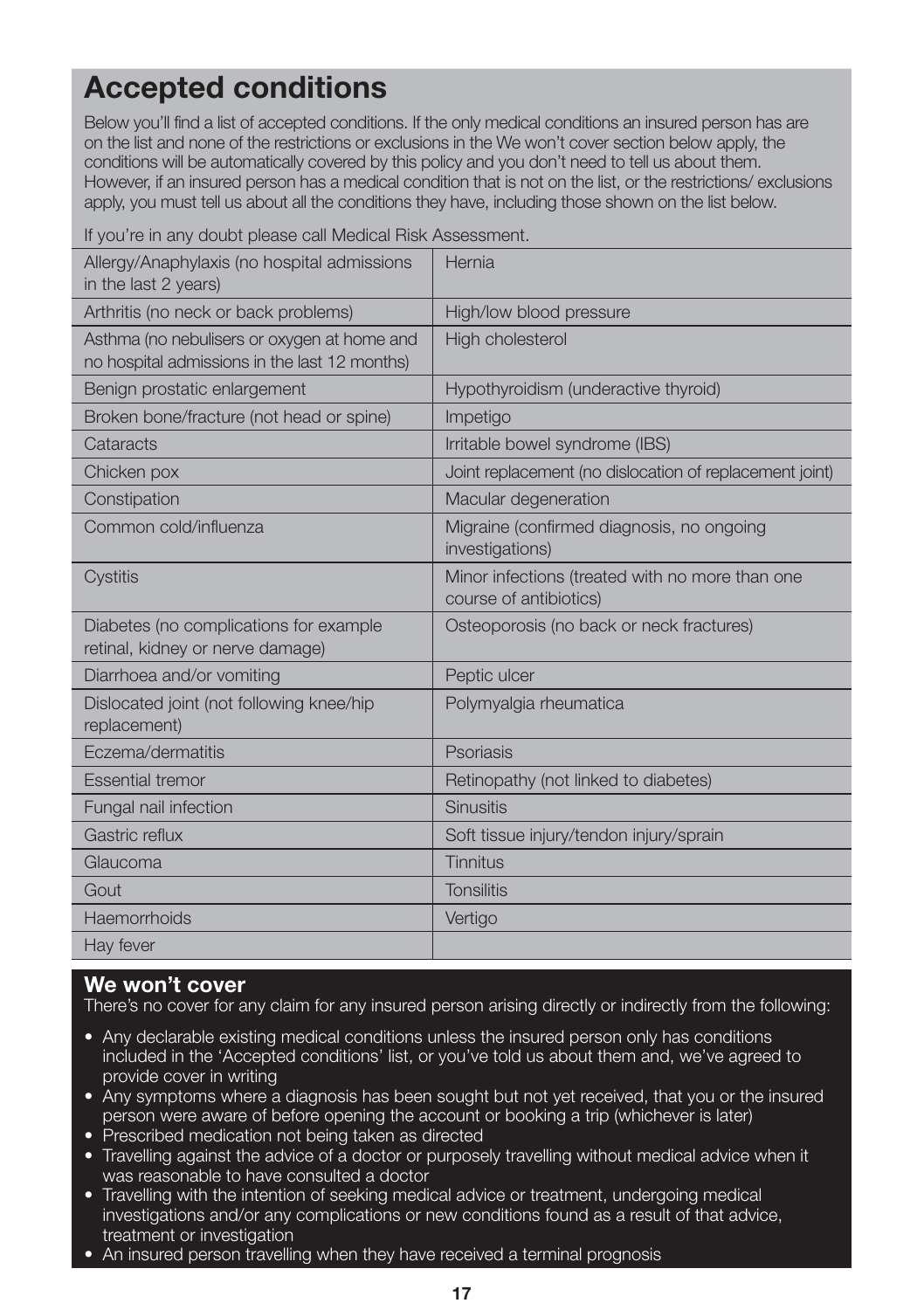## Accepted conditions

Below you'll find a list of accepted conditions. If the only medical conditions an insured person has are on the list and none of the restrictions or exclusions in the We won't cover section below apply, the conditions will be automatically covered by this policy and you don't need to tell us about them. However, if an insured person has a medical condition that is not on the list, or the restrictions/ exclusions apply, you must tell us about all the conditions they have, including those shown on the list below.

If you're in any doubt please call Medical Risk Assessment.

| | |
|---|---|
| Allergy/Anaphylaxis (no hospital admissions in the last 2 years) | Hernia |
| Arthritis (no neck or back problems) | High/low blood pressure |
| Asthma (no nebulisers or oxygen at home and no hospital admissions in the last 12 months) | High cholesterol |
| Benign prostatic enlargement | Hypothyroidism (underactive thyroid) |
| Broken bone/fracture (not head or spine) | Impetigo |
| Cataracts | Irritable bowel syndrome (IBS) |
| Chicken pox | Joint replacement (no dislocation of replacement joint) |
| Constipation | Macular degeneration |
| Common cold/influenza | Migraine (confirmed diagnosis, no ongoing investigations) |
| Cystitis | Minor infections (treated with no more than one course of antibiotics) |
| Diabetes (no complications for example retinal, kidney or nerve damage) | Osteoporosis (no back or neck fractures) |
| Diarrhoea and/or vomiting | Peptic ulcer |
| Dislocated joint (not following knee/hip replacement) | Polymyalgia rheumatica |
| Eczema/dermatitis | Psoriasis |
| Essential tremor | Retinopathy (not linked to diabetes) |
| Fungal nail infection | Sinusitis |
| Gastric reflux | Soft tissue injury/tendon injury/sprain |
| Glaucoma | Tinnitus |
| Gout | Tonsilitis |
| Haemorrhoids | Vertigo |
| Hay fever | |

### We won't cover

There's no cover for any claim for any insured person arising directly or indirectly from the following:

- Any declarable existing medical conditions unless the insured person only has conditions included in the 'Accepted conditions' list, or you've told us about them and, we've agreed to provide cover in writing
- Any symptoms where a diagnosis has been sought but not yet received, that you or the insured person were aware of before opening the account or booking a trip (whichever is later)
- Prescribed medication not being taken as directed
- Travelling against the advice of a doctor or purposely travelling without medical advice when it was reasonable to have consulted a doctor
- Travelling with the intention of seeking medical advice or treatment, undergoing medical investigations and/or any complications or new conditions found as a result of that advice, treatment or investigation
- An insured person travelling when they have received a terminal prognosis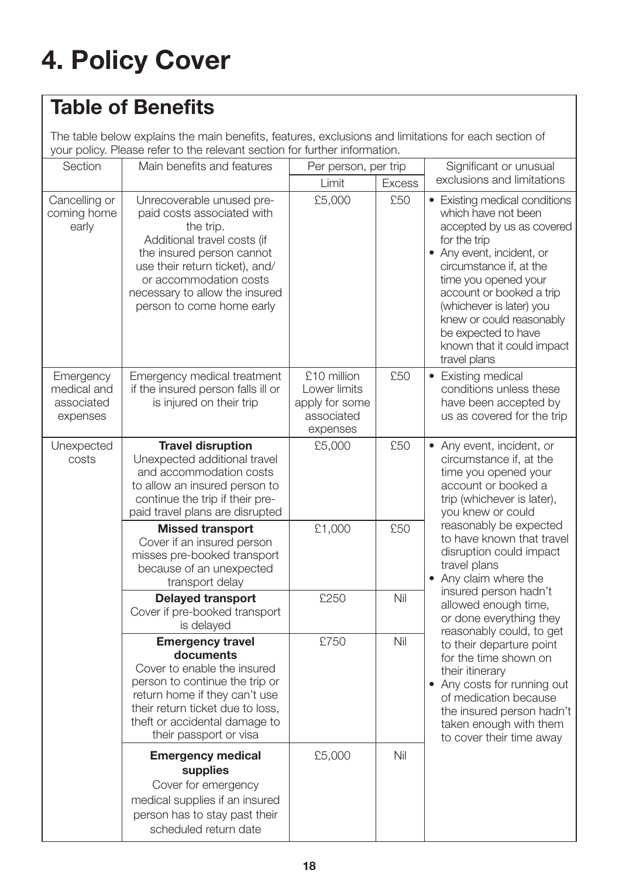# 4. Policy Cover

## Table of Benefits

The table below explains the main benefits, features, exclusions and limitations for each section of your policy. Please refer to the relevant section for further information.

| Section | Main benefits and features | Per person, per trip | | Significant or unusual exclusions and limitations |
|---|---|---|---|---|
| | | Limit | Excess | |
| Cancelling or coming home early | Unrecoverable unused pre-paid costs associated with the trip.<br>Additional travel costs (if the insured person cannot use their return ticket), and/or accommodation costs necessary to allow the insured person to come home early | £5,000 | £50 | • Existing medical conditions which have not been accepted by us as covered for the trip<br>• Any event, incident, or circumstance if, at the time you opened your account or booked a trip (whichever is later) you knew or could reasonably be expected to have known that it could impact travel plans |
| Emergency medical and associated expenses | Emergency medical treatment if the insured person falls ill or is injured on their trip | £10 million<br>Lower limits apply for some associated expenses | £50 | • Existing medical conditions unless these have been accepted by us as covered for the trip |
| Unexpected costs | **Travel disruption**<br>Unexpected additional travel and accommodation costs to allow an insured person to continue the trip if their pre-paid travel plans are disrupted | £5,000 | £50 | • Any event, incident, or circumstance if, at the time you opened your account or booked a trip (whichever is later), you knew or could reasonably be expected to have known that travel disruption could impact travel plans<br>• Any claim where the insured person hadn't allowed enough time, or done everything they reasonably could, to get to their departure point for the time shown on their itinerary<br>• Any costs for running out of medication because the insured person hadn't taken enough with them to cover their time away |
| | **Missed transport**<br>Cover if an insured person misses pre-booked transport because of an unexpected transport delay | £1,000 | £50 | |
| | **Delayed transport**<br>Cover if pre-booked transport is delayed | £250 | Nil | |
| | **Emergency travel documents**<br>Cover to enable the insured person to continue the trip or return home if they can't use their return ticket due to loss, theft or accidental damage to their passport or visa | £750 | Nil | |
| | **Emergency medical supplies**<br>Cover for emergency medical supplies if an insured person has to stay past their scheduled return date | £5,000 | Nil | |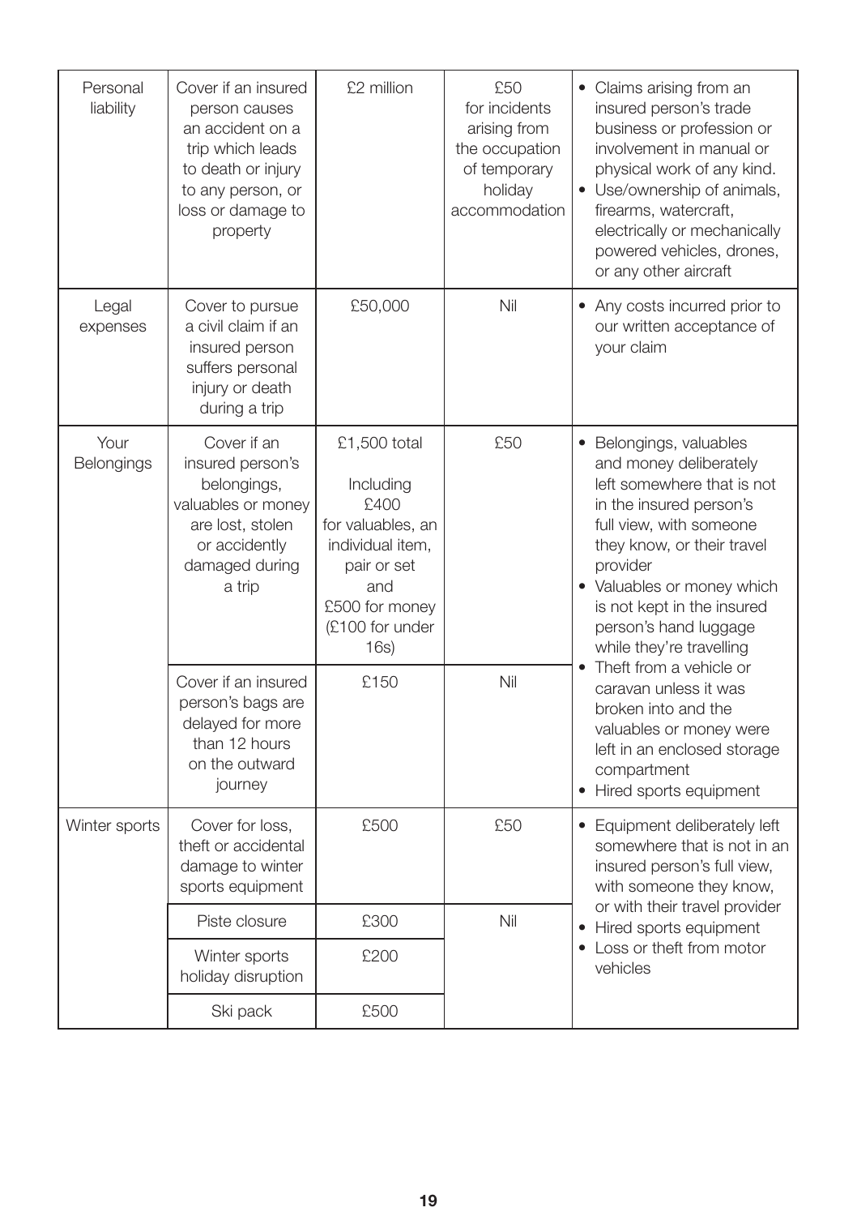| Personal liability | Cover if an insured person causes an accident on a trip which leads to death or injury to any person, or loss or damage to property | £2 million | £50 for incidents arising from the occupation of temporary holiday accommodation | • Claims arising from an insured person's trade business or profession or involvement in manual or physical work of any kind.<br>• Use/ownership of animals, firearms, watercraft, electrically or mechanically powered vehicles, drones, or any other aircraft |
|---|---|---|---|---|
| Legal expenses | Cover to pursue a civil claim if an insured person suffers personal injury or death during a trip | £50,000 | Nil | • Any costs incurred prior to our written acceptance of your claim |
| Your Belongings | Cover if an insured person's belongings, valuables or money are lost, stolen or accidently damaged during a trip | £1,500 total<br><br>Including £400 for valuables, an individual item, pair or set and £500 for money (£100 for under 16s) | £50 | • Belongings, valuables and money deliberately left somewhere that is not in the insured person's full view, with someone they know, or their travel provider<br>• Valuables or money which is not kept in the insured person's hand luggage while they're travelling<br>• Theft from a vehicle or caravan unless it was broken into and the valuables or money were left in an enclosed storage compartment<br>• Hired sports equipment |
| | Cover if an insured person's bags are delayed for more than 12 hours on the outward journey | £150 | Nil | |
| Winter sports | Cover for loss, theft or accidental damage to winter sports equipment | £500 | £50 | • Equipment deliberately left somewhere that is not in an insured person's full view, with someone they know, or with their travel provider<br>• Hired sports equipment<br>• Loss or theft from motor vehicles |
| | Piste closure | £300 | Nil | |
| | Winter sports holiday disruption | £200 | | |
| | Ski pack | £500 | | |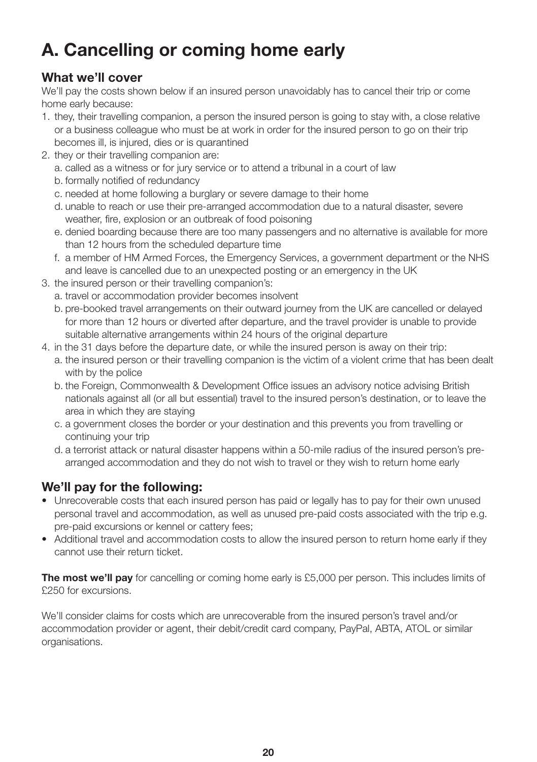# A. Cancelling or coming home early

## What we'll cover

We'll pay the costs shown below if an insured person unavoidably has to cancel their trip or come home early because:

1. they, their travelling companion, a person the insured person is going to stay with, a close relative or a business colleague who must be at work in order for the insured person to go on their trip becomes ill, is injured, dies or is quarantined
2. they or their travelling companion are:
   a. called as a witness or for jury service or to attend a tribunal in a court of law
   b. formally notified of redundancy
   c. needed at home following a burglary or severe damage to their home
   d. unable to reach or use their pre-arranged accommodation due to a natural disaster, severe weather, fire, explosion or an outbreak of food poisoning
   e. denied boarding because there are too many passengers and no alternative is available for more than 12 hours from the scheduled departure time
   f. a member of HM Armed Forces, the Emergency Services, a government department or the NHS and leave is cancelled due to an unexpected posting or an emergency in the UK
3. the insured person or their travelling companion's:
   a. travel or accommodation provider becomes insolvent
   b. pre-booked travel arrangements on their outward journey from the UK are cancelled or delayed for more than 12 hours or diverted after departure, and the travel provider is unable to provide suitable alternative arrangements within 24 hours of the original departure
4. in the 31 days before the departure date, or while the insured person is away on their trip:
   a. the insured person or their travelling companion is the victim of a violent crime that has been dealt with by the police
   b. the Foreign, Commonwealth & Development Office issues an advisory notice advising British nationals against all (or all but essential) travel to the insured person's destination, or to leave the area in which they are staying
   c. a government closes the border or your destination and this prevents you from travelling or continuing your trip
   d. a terrorist attack or natural disaster happens within a 50-mile radius of the insured person's pre-arranged accommodation and they do not wish to travel or they wish to return home early

## We'll pay for the following:

- Unrecoverable costs that each insured person has paid or legally has to pay for their own unused personal travel and accommodation, as well as unused pre-paid costs associated with the trip e.g. pre-paid excursions or kennel or cattery fees;
- Additional travel and accommodation costs to allow the insured person to return home early if they cannot use their return ticket.

**The most we'll pay** for cancelling or coming home early is £5,000 per person. This includes limits of £250 for excursions.

We'll consider claims for costs which are unrecoverable from the insured person's travel and/or accommodation provider or agent, their debit/credit card company, PayPal, ABTA, ATOL or similar organisations.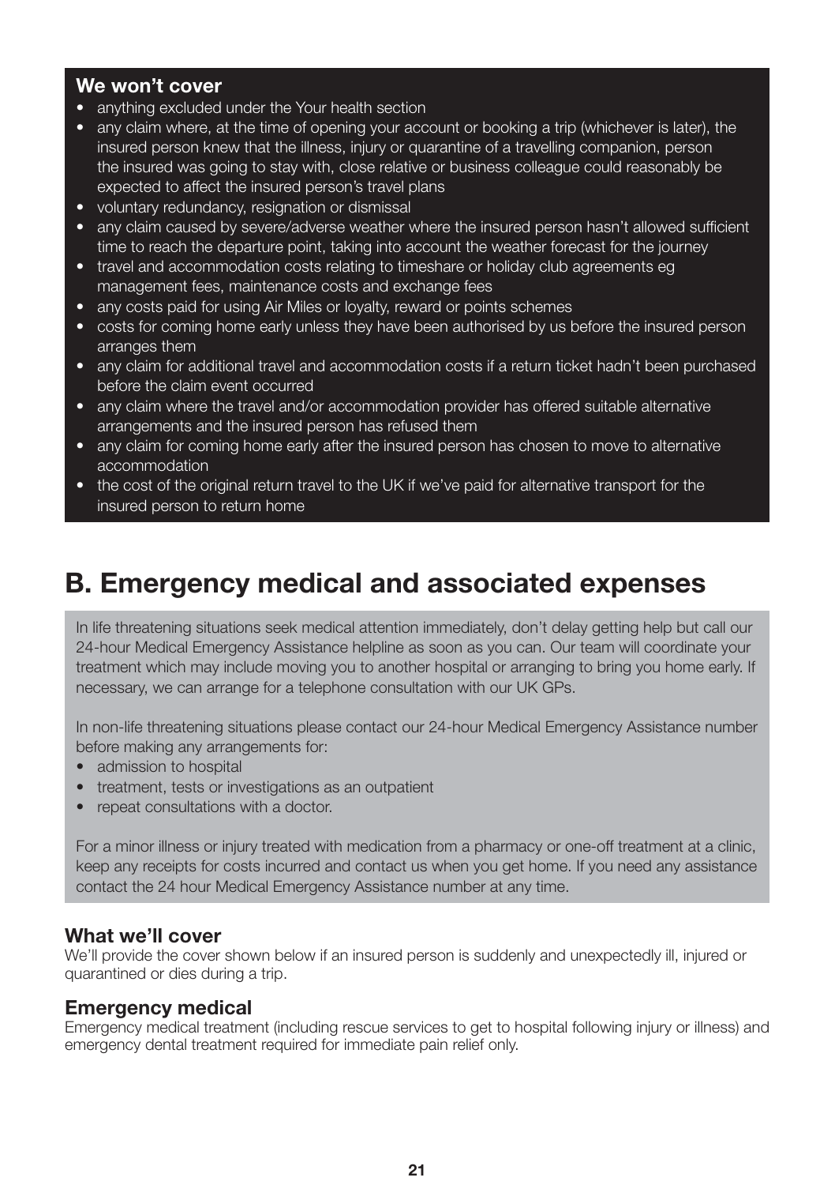**We won't cover**

- anything excluded under the Your health section
- any claim where, at the time of opening your account or booking a trip (whichever is later), the insured person knew that the illness, injury or quarantine of a travelling companion, person the insured was going to stay with, close relative or business colleague could reasonably be expected to affect the insured person's travel plans
- voluntary redundancy, resignation or dismissal
- any claim caused by severe/adverse weather where the insured person hasn't allowed sufficient time to reach the departure point, taking into account the weather forecast for the journey
- travel and accommodation costs relating to timeshare or holiday club agreements eg management fees, maintenance costs and exchange fees
- any costs paid for using Air Miles or loyalty, reward or points schemes
- costs for coming home early unless they have been authorised by us before the insured person arranges them
- any claim for additional travel and accommodation costs if a return ticket hadn't been purchased before the claim event occurred
- any claim where the travel and/or accommodation provider has offered suitable alternative arrangements and the insured person has refused them
- any claim for coming home early after the insured person has chosen to move to alternative accommodation
- the cost of the original return travel to the UK if we've paid for alternative transport for the insured person to return home

# B. Emergency medical and associated expenses

In life threatening situations seek medical attention immediately, don't delay getting help but call our 24-hour Medical Emergency Assistance helpline as soon as you can. Our team will coordinate your treatment which may include moving you to another hospital or arranging to bring you home early. If necessary, we can arrange for a telephone consultation with our UK GPs.

In non-life threatening situations please contact our 24-hour Medical Emergency Assistance number before making any arrangements for:

- admission to hospital
- treatment, tests or investigations as an outpatient
- repeat consultations with a doctor.

For a minor illness or injury treated with medication from a pharmacy or one-off treatment at a clinic, keep any receipts for costs incurred and contact us when you get home. If you need any assistance contact the 24 hour Medical Emergency Assistance number at any time.

### What we'll cover

We'll provide the cover shown below if an insured person is suddenly and unexpectedly ill, injured or quarantined or dies during a trip.

### Emergency medical

Emergency medical treatment (including rescue services to get to hospital following injury or illness) and emergency dental treatment required for immediate pain relief only.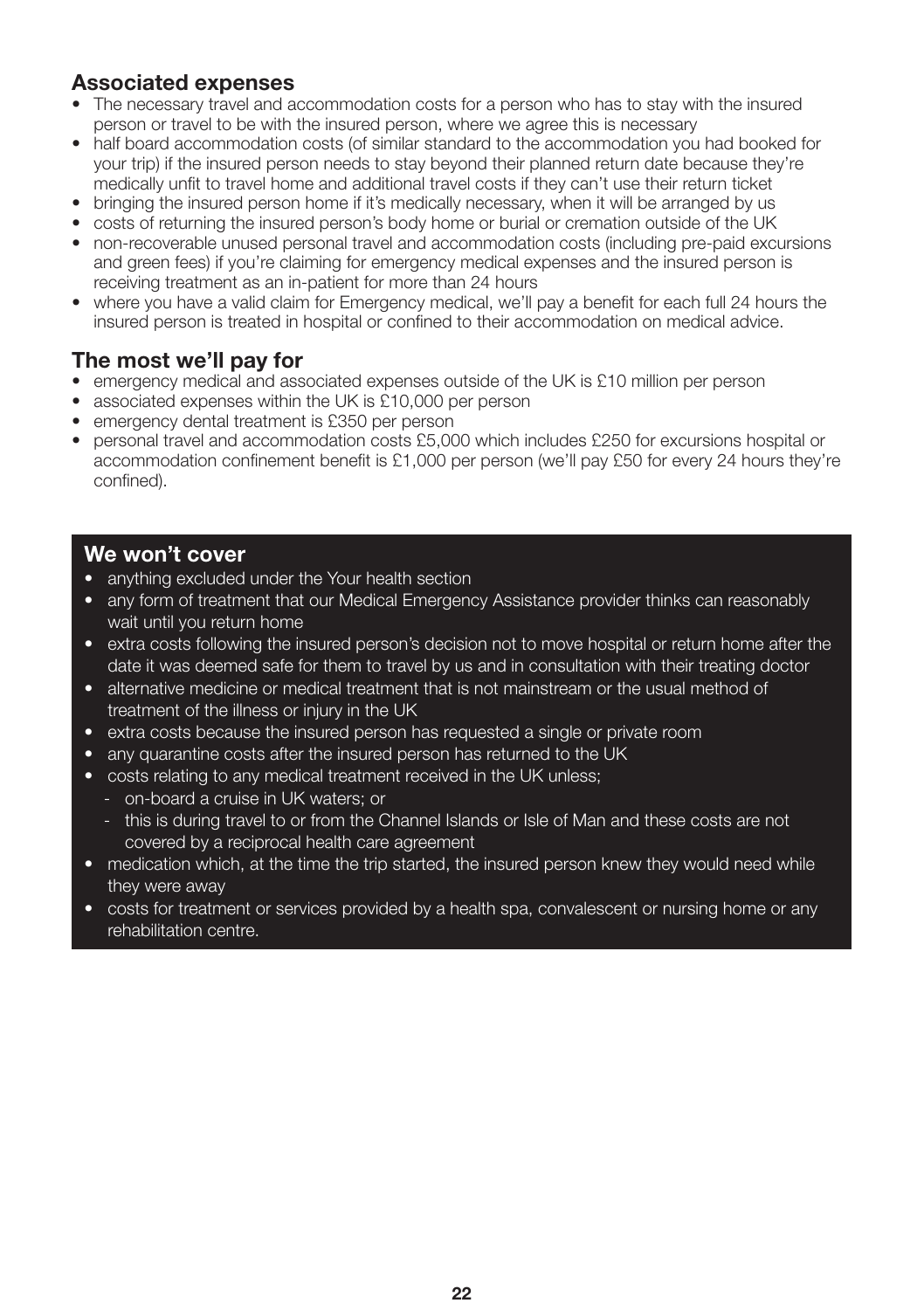## Associated expenses

- The necessary travel and accommodation costs for a person who has to stay with the insured person or travel to be with the insured person, where we agree this is necessary
- half board accommodation costs (of similar standard to the accommodation you had booked for your trip) if the insured person needs to stay beyond their planned return date because they're medically unfit to travel home and additional travel costs if they can't use their return ticket
- bringing the insured person home if it's medically necessary, when it will be arranged by us
- costs of returning the insured person's body home or burial or cremation outside of the UK
- non-recoverable unused personal travel and accommodation costs (including pre-paid excursions and green fees) if you're claiming for emergency medical expenses and the insured person is receiving treatment as an in-patient for more than 24 hours
- where you have a valid claim for Emergency medical, we'll pay a benefit for each full 24 hours the insured person is treated in hospital or confined to their accommodation on medical advice.

## The most we'll pay for

- emergency medical and associated expenses outside of the UK is £10 million per person
- associated expenses within the UK is £10,000 per person
- emergency dental treatment is £350 per person
- personal travel and accommodation costs £5,000 which includes £250 for excursions hospital or accommodation confinement benefit is £1,000 per person (we'll pay £50 for every 24 hours they're confined).

## We won't cover

- anything excluded under the Your health section
- any form of treatment that our Medical Emergency Assistance provider thinks can reasonably wait until you return home
- extra costs following the insured person's decision not to move hospital or return home after the date it was deemed safe for them to travel by us and in consultation with their treating doctor
- alternative medicine or medical treatment that is not mainstream or the usual method of treatment of the illness or injury in the UK
- extra costs because the insured person has requested a single or private room
- any quarantine costs after the insured person has returned to the UK
- costs relating to any medical treatment received in the UK unless;
  - on-board a cruise in UK waters; or
  - this is during travel to or from the Channel Islands or Isle of Man and these costs are not covered by a reciprocal health care agreement
- medication which, at the time the trip started, the insured person knew they would need while they were away
- costs for treatment or services provided by a health spa, convalescent or nursing home or any rehabilitation centre.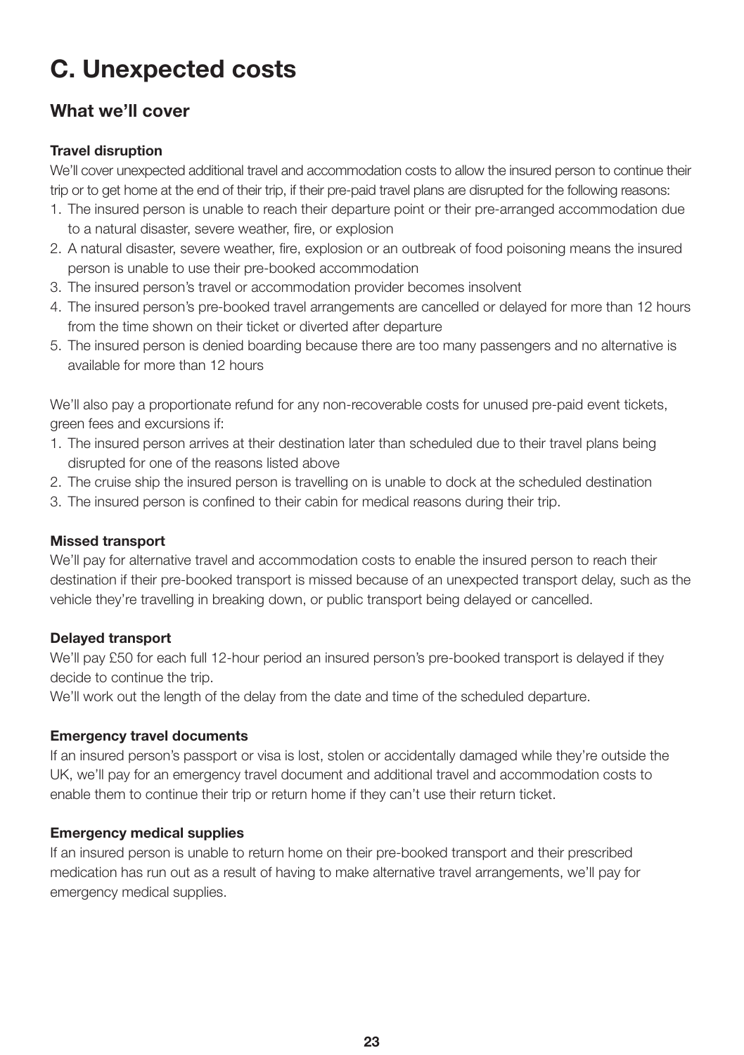# C. Unexpected costs

## What we'll cover

### Travel disruption

We'll cover unexpected additional travel and accommodation costs to allow the insured person to continue their trip or to get home at the end of their trip, if their pre-paid travel plans are disrupted for the following reasons:

1. The insured person is unable to reach their departure point or their pre-arranged accommodation due to a natural disaster, severe weather, fire, or explosion
2. A natural disaster, severe weather, fire, explosion or an outbreak of food poisoning means the insured person is unable to use their pre-booked accommodation
3. The insured person's travel or accommodation provider becomes insolvent
4. The insured person's pre-booked travel arrangements are cancelled or delayed for more than 12 hours from the time shown on their ticket or diverted after departure
5. The insured person is denied boarding because there are too many passengers and no alternative is available for more than 12 hours

We'll also pay a proportionate refund for any non-recoverable costs for unused pre-paid event tickets, green fees and excursions if:

1. The insured person arrives at their destination later than scheduled due to their travel plans being disrupted for one of the reasons listed above
2. The cruise ship the insured person is travelling on is unable to dock at the scheduled destination
3. The insured person is confined to their cabin for medical reasons during their trip.

### Missed transport

We'll pay for alternative travel and accommodation costs to enable the insured person to reach their destination if their pre-booked transport is missed because of an unexpected transport delay, such as the vehicle they're travelling in breaking down, or public transport being delayed or cancelled.

### Delayed transport

We'll pay £50 for each full 12-hour period an insured person's pre-booked transport is delayed if they decide to continue the trip.

We'll work out the length of the delay from the date and time of the scheduled departure.

### Emergency travel documents

If an insured person's passport or visa is lost, stolen or accidentally damaged while they're outside the UK, we'll pay for an emergency travel document and additional travel and accommodation costs to enable them to continue their trip or return home if they can't use their return ticket.

### Emergency medical supplies

If an insured person is unable to return home on their pre-booked transport and their prescribed medication has run out as a result of having to make alternative travel arrangements, we'll pay for emergency medical supplies.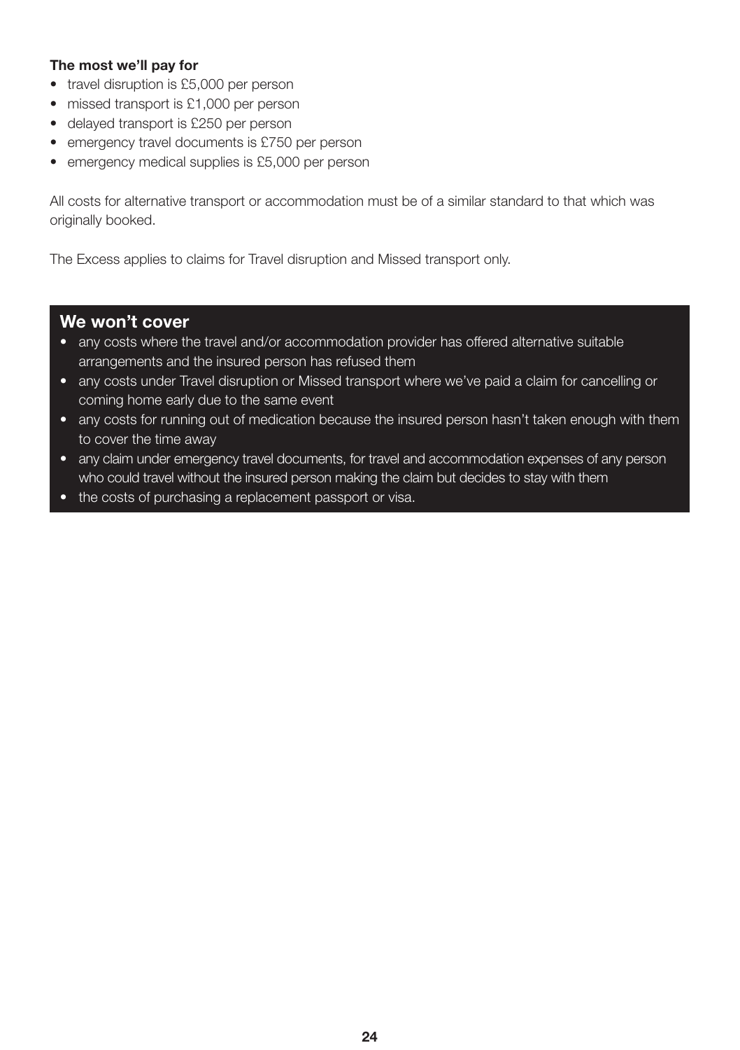**The most we'll pay for**

- travel disruption is £5,000 per person
- missed transport is £1,000 per person
- delayed transport is £250 per person
- emergency travel documents is £750 per person
- emergency medical supplies is £5,000 per person

All costs for alternative transport or accommodation must be of a similar standard to that which was originally booked.

The Excess applies to claims for Travel disruption and Missed transport only.

## We won't cover

- any costs where the travel and/or accommodation provider has offered alternative suitable arrangements and the insured person has refused them
- any costs under Travel disruption or Missed transport where we've paid a claim for cancelling or coming home early due to the same event
- any costs for running out of medication because the insured person hasn't taken enough with them to cover the time away
- any claim under emergency travel documents, for travel and accommodation expenses of any person who could travel without the insured person making the claim but decides to stay with them
- the costs of purchasing a replacement passport or visa.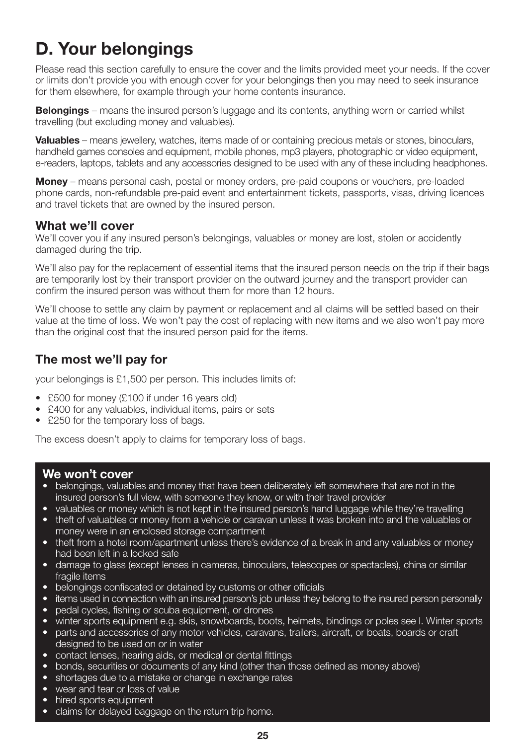# D. Your belongings

Please read this section carefully to ensure the cover and the limits provided meet your needs. If the cover or limits don't provide you with enough cover for your belongings then you may need to seek insurance for them elsewhere, for example through your home contents insurance.

**Belongings** – means the insured person's luggage and its contents, anything worn or carried whilst travelling (but excluding money and valuables).

**Valuables** – means jewellery, watches, items made of or containing precious metals or stones, binoculars, handheld games consoles and equipment, mobile phones, mp3 players, photographic or video equipment, e-readers, laptops, tablets and any accessories designed to be used with any of these including headphones.

**Money** – means personal cash, postal or money orders, pre-paid coupons or vouchers, pre-loaded phone cards, non-refundable pre-paid event and entertainment tickets, passports, visas, driving licences and travel tickets that are owned by the insured person.

## What we'll cover

We'll cover you if any insured person's belongings, valuables or money are lost, stolen or accidently damaged during the trip.

We'll also pay for the replacement of essential items that the insured person needs on the trip if their bags are temporarily lost by their transport provider on the outward journey and the transport provider can confirm the insured person was without them for more than 12 hours.

We'll choose to settle any claim by payment or replacement and all claims will be settled based on their value at the time of loss. We won't pay the cost of replacing with new items and we also won't pay more than the original cost that the insured person paid for the items.

## The most we'll pay for

your belongings is £1,500 per person. This includes limits of:

- £500 for money (£100 if under 16 years old)
- £400 for any valuables, individual items, pairs or sets
- £250 for the temporary loss of bags.

The excess doesn't apply to claims for temporary loss of bags.

## We won't cover

- belongings, valuables and money that have been deliberately left somewhere that are not in the insured person's full view, with someone they know, or with their travel provider
- valuables or money which is not kept in the insured person's hand luggage while they're travelling
- theft of valuables or money from a vehicle or caravan unless it was broken into and the valuables or money were in an enclosed storage compartment
- theft from a hotel room/apartment unless there's evidence of a break in and any valuables or money had been left in a locked safe
- damage to glass (except lenses in cameras, binoculars, telescopes or spectacles), china or similar fragile items
- belongings confiscated or detained by customs or other officials
- items used in connection with an insured person's job unless they belong to the insured person personally
- pedal cycles, fishing or scuba equipment, or drones
- winter sports equipment e.g. skis, snowboards, boots, helmets, bindings or poles see I. Winter sports
- parts and accessories of any motor vehicles, caravans, trailers, aircraft, or boats, boards or craft designed to be used on or in water
- contact lenses, hearing aids, or medical or dental fittings
- bonds, securities or documents of any kind (other than those defined as money above)
- shortages due to a mistake or change in exchange rates
- wear and tear or loss of value
- hired sports equipment
- claims for delayed baggage on the return trip home.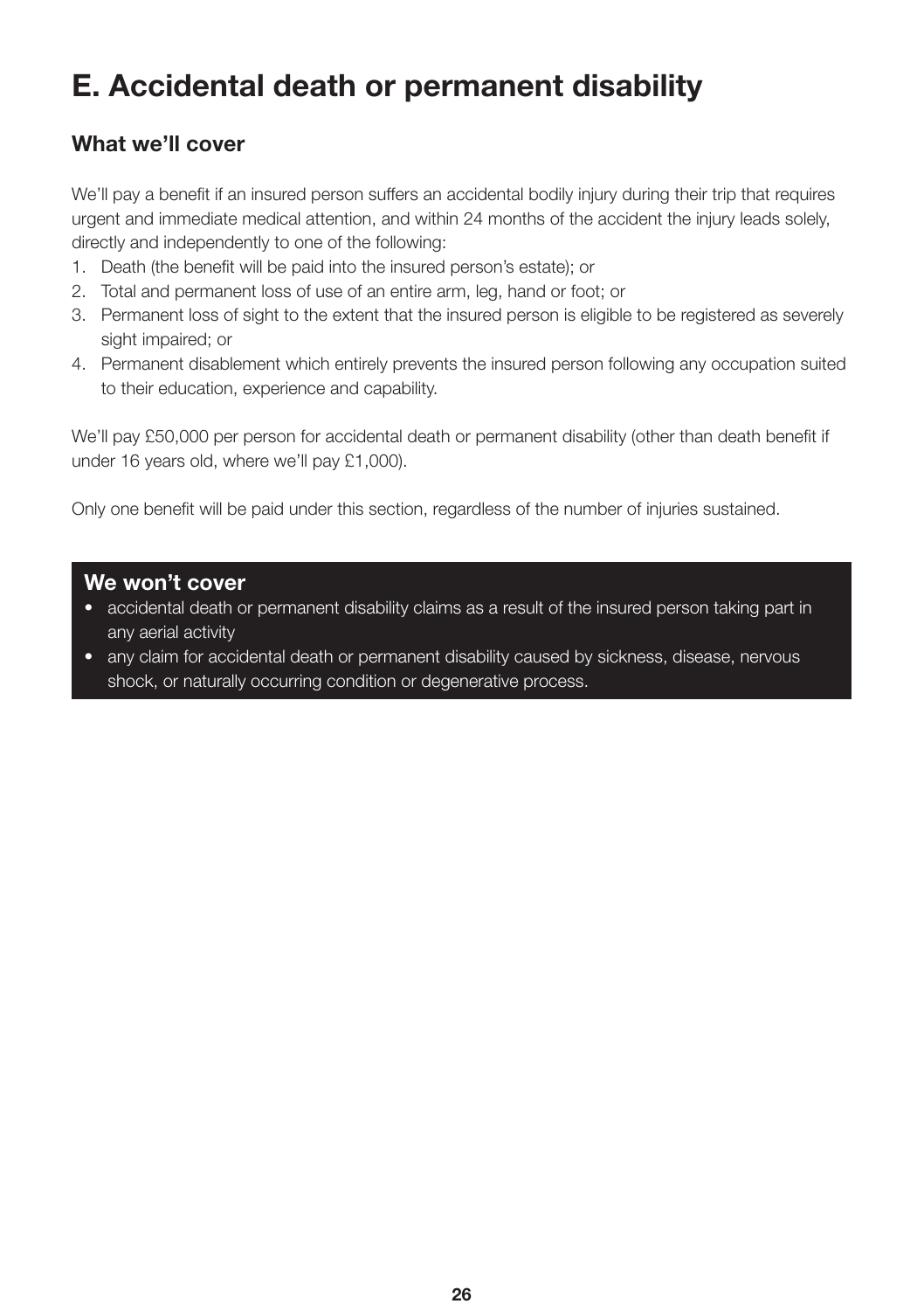# E. Accidental death or permanent disability

## What we'll cover

We'll pay a benefit if an insured person suffers an accidental bodily injury during their trip that requires urgent and immediate medical attention, and within 24 months of the accident the injury leads solely, directly and independently to one of the following:

1. Death (the benefit will be paid into the insured person's estate); or
2. Total and permanent loss of use of an entire arm, leg, hand or foot; or
3. Permanent loss of sight to the extent that the insured person is eligible to be registered as severely sight impaired; or
4. Permanent disablement which entirely prevents the insured person following any occupation suited to their education, experience and capability.

We'll pay £50,000 per person for accidental death or permanent disability (other than death benefit if under 16 years old, where we'll pay £1,000).

Only one benefit will be paid under this section, regardless of the number of injuries sustained.

## We won't cover

- accidental death or permanent disability claims as a result of the insured person taking part in any aerial activity
- any claim for accidental death or permanent disability caused by sickness, disease, nervous shock, or naturally occurring condition or degenerative process.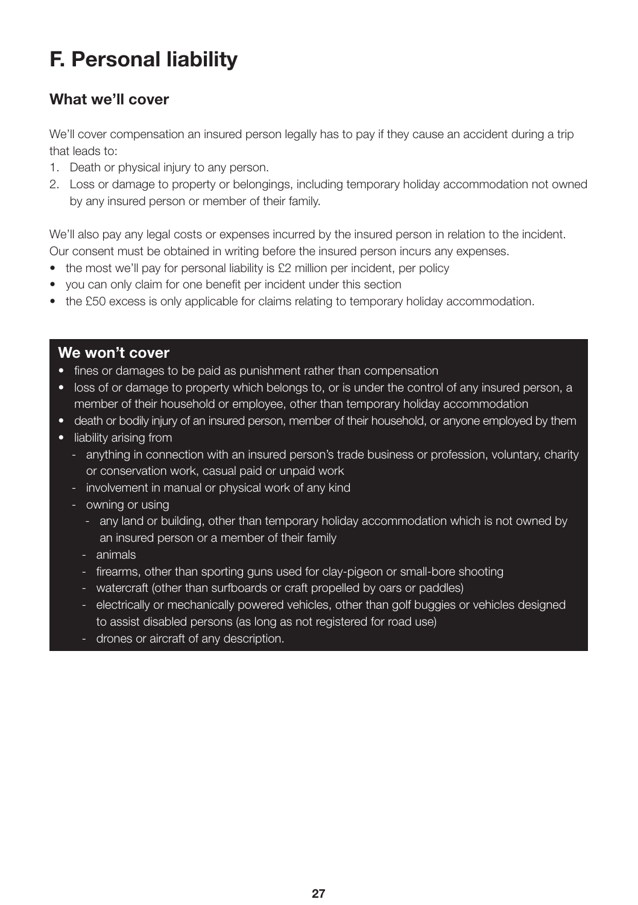# F. Personal liability

## What we'll cover

We'll cover compensation an insured person legally has to pay if they cause an accident during a trip that leads to:

1. Death or physical injury to any person.
2. Loss or damage to property or belongings, including temporary holiday accommodation not owned by any insured person or member of their family.

We'll also pay any legal costs or expenses incurred by the insured person in relation to the incident. Our consent must be obtained in writing before the insured person incurs any expenses.

- the most we'll pay for personal liability is £2 million per incident, per policy
- you can only claim for one benefit per incident under this section
- the £50 excess is only applicable for claims relating to temporary holiday accommodation.

## We won't cover

- fines or damages to be paid as punishment rather than compensation
- loss of or damage to property which belongs to, or is under the control of any insured person, a member of their household or employee, other than temporary holiday accommodation
- death or bodily injury of an insured person, member of their household, or anyone employed by them
- liability arising from
  - anything in connection with an insured person's trade business or profession, voluntary, charity or conservation work, casual paid or unpaid work
  - involvement in manual or physical work of any kind
  - owning or using
    - any land or building, other than temporary holiday accommodation which is not owned by an insured person or a member of their family
    - animals
    - firearms, other than sporting guns used for clay-pigeon or small-bore shooting
    - watercraft (other than surfboards or craft propelled by oars or paddles)
    - electrically or mechanically powered vehicles, other than golf buggies or vehicles designed to assist disabled persons (as long as not registered for road use)
    - drones or aircraft of any description.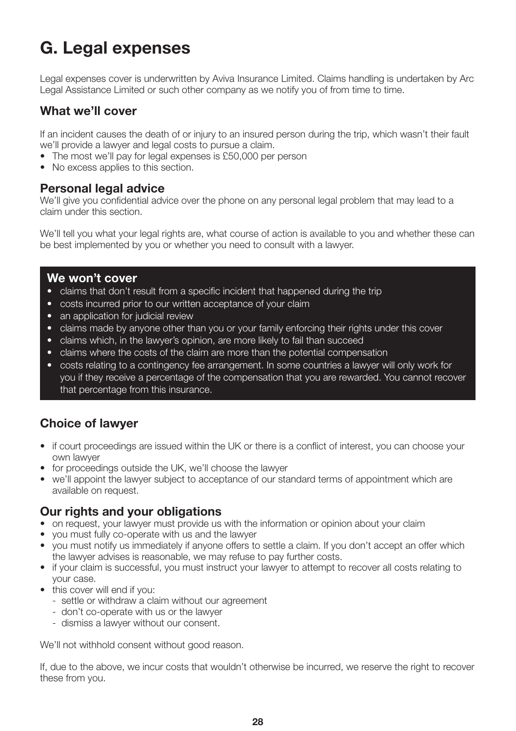# G. Legal expenses

Legal expenses cover is underwritten by Aviva Insurance Limited. Claims handling is undertaken by Arc Legal Assistance Limited or such other company as we notify you of from time to time.

## What we'll cover

If an incident causes the death of or injury to an insured person during the trip, which wasn't their fault we'll provide a lawyer and legal costs to pursue a claim.

- The most we'll pay for legal expenses is £50,000 per person
- No excess applies to this section.

## Personal legal advice

We'll give you confidential advice over the phone on any personal legal problem that may lead to a claim under this section.

We'll tell you what your legal rights are, what course of action is available to you and whether these can be best implemented by you or whether you need to consult with a lawyer.

## We won't cover

- claims that don't result from a specific incident that happened during the trip
- costs incurred prior to our written acceptance of your claim
- an application for judicial review
- claims made by anyone other than you or your family enforcing their rights under this cover
- claims which, in the lawyer's opinion, are more likely to fail than succeed
- claims where the costs of the claim are more than the potential compensation
- costs relating to a contingency fee arrangement. In some countries a lawyer will only work for you if they receive a percentage of the compensation that you are rewarded. You cannot recover that percentage from this insurance.

## Choice of lawyer

- if court proceedings are issued within the UK or there is a conflict of interest, you can choose your own lawyer
- for proceedings outside the UK, we'll choose the lawyer
- we'll appoint the lawyer subject to acceptance of our standard terms of appointment which are available on request.

## Our rights and your obligations

- on request, your lawyer must provide us with the information or opinion about your claim
- you must fully co-operate with us and the lawyer
- you must notify us immediately if anyone offers to settle a claim. If you don't accept an offer which the lawyer advises is reasonable, we may refuse to pay further costs.
- if your claim is successful, you must instruct your lawyer to attempt to recover all costs relating to your case.
- this cover will end if you:
  - settle or withdraw a claim without our agreement
  - don't co-operate with us or the lawyer
  - dismiss a lawyer without our consent.

We'll not withhold consent without good reason.

If, due to the above, we incur costs that wouldn't otherwise be incurred, we reserve the right to recover these from you.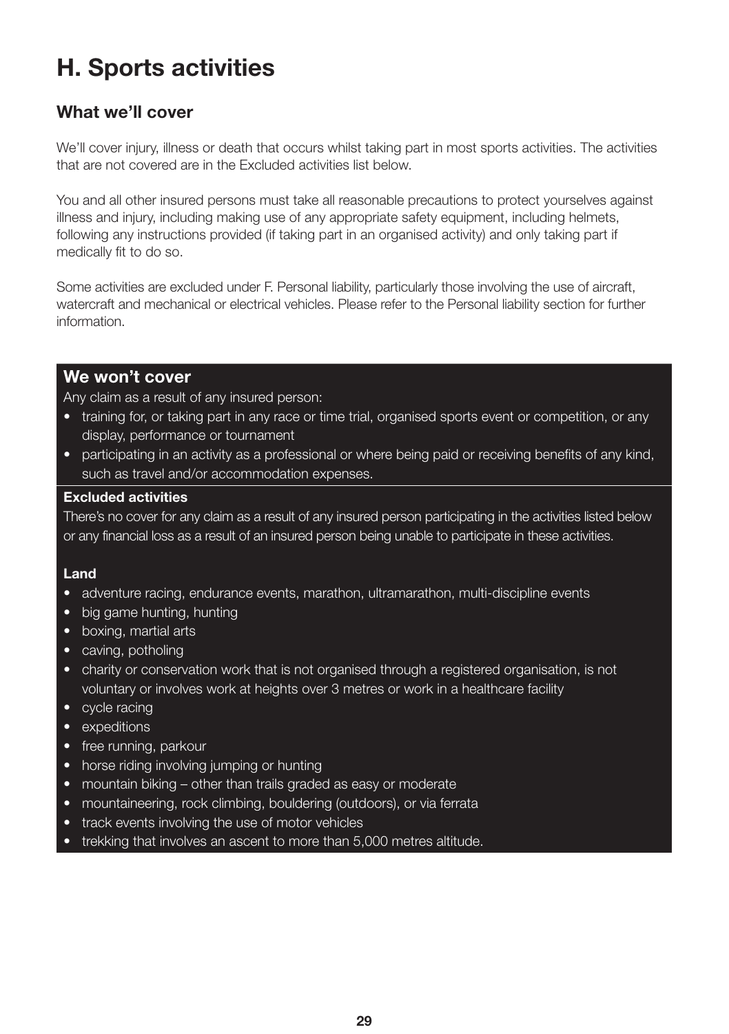# H. Sports activities

## What we'll cover

We'll cover injury, illness or death that occurs whilst taking part in most sports activities. The activities that are not covered are in the Excluded activities list below.

You and all other insured persons must take all reasonable precautions to protect yourselves against illness and injury, including making use of any appropriate safety equipment, including helmets, following any instructions provided (if taking part in an organised activity) and only taking part if medically fit to do so.

Some activities are excluded under F. Personal liability, particularly those involving the use of aircraft, watercraft and mechanical or electrical vehicles. Please refer to the Personal liability section for further information.

## We won't cover

Any claim as a result of any insured person:

- training for, or taking part in any race or time trial, organised sports event or competition, or any display, performance or tournament
- participating in an activity as a professional or where being paid or receiving benefits of any kind, such as travel and/or accommodation expenses.

**Excluded activities**

There's no cover for any claim as a result of any insured person participating in the activities listed below or any financial loss as a result of an insured person being unable to participate in these activities.

**Land**

- adventure racing, endurance events, marathon, ultramarathon, multi-discipline events
- big game hunting, hunting
- boxing, martial arts
- caving, potholing
- charity or conservation work that is not organised through a registered organisation, is not voluntary or involves work at heights over 3 metres or work in a healthcare facility
- cycle racing
- expeditions
- free running, parkour
- horse riding involving jumping or hunting
- mountain biking – other than trails graded as easy or moderate
- mountaineering, rock climbing, bouldering (outdoors), or via ferrata
- track events involving the use of motor vehicles
- trekking that involves an ascent to more than 5,000 metres altitude.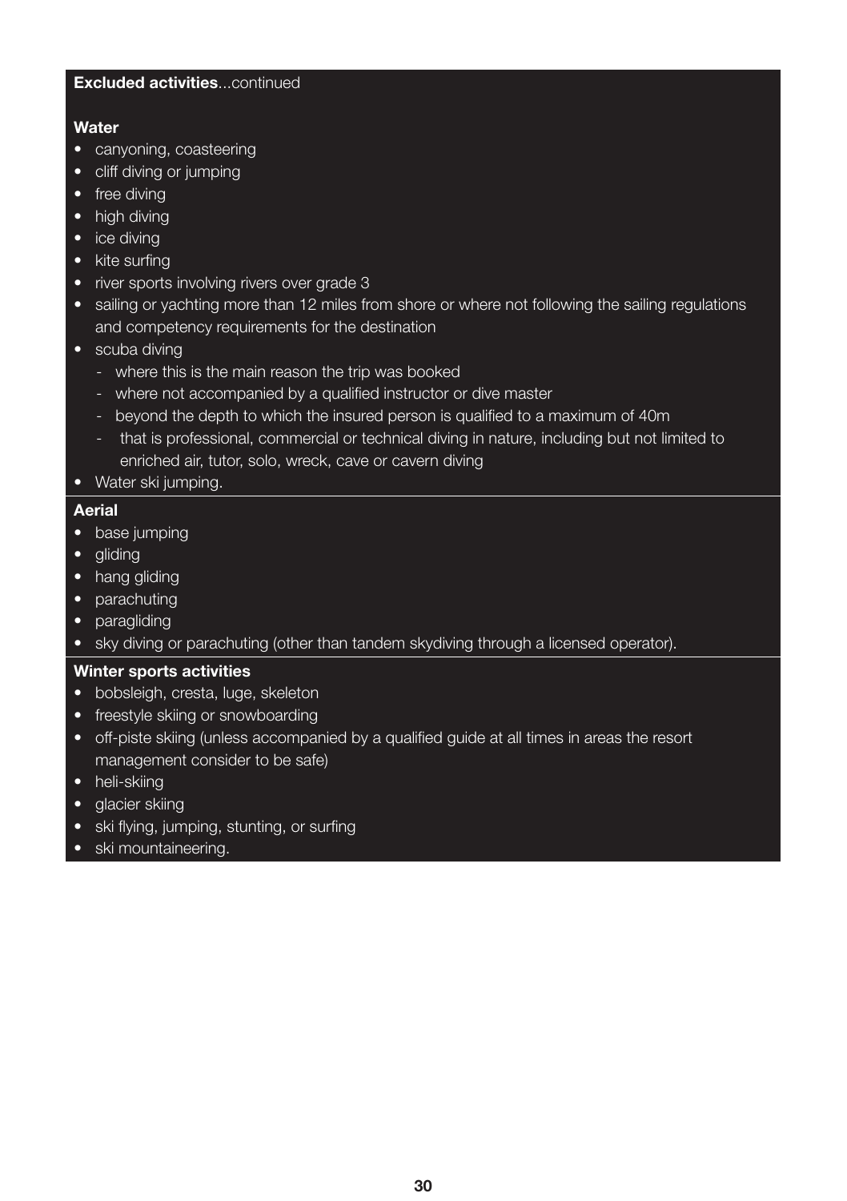**Excluded activities**...continued

**Water**

- canyoning, coasteering
- cliff diving or jumping
- free diving
- high diving
- ice diving
- kite surfing
- river sports involving rivers over grade 3
- sailing or yachting more than 12 miles from shore or where not following the sailing regulations and competency requirements for the destination
- scuba diving
  - where this is the main reason the trip was booked
  - where not accompanied by a qualified instructor or dive master
  - beyond the depth to which the insured person is qualified to a maximum of 40m
  - that is professional, commercial or technical diving in nature, including but not limited to enriched air, tutor, solo, wreck, cave or cavern diving
- Water ski jumping.

**Aerial**

- base jumping
- gliding
- hang gliding
- parachuting
- paragliding
- sky diving or parachuting (other than tandem skydiving through a licensed operator).

**Winter sports activities**

- bobsleigh, cresta, luge, skeleton
- freestyle skiing or snowboarding
- off-piste skiing (unless accompanied by a qualified guide at all times in areas the resort management consider to be safe)
- heli-skiing
- glacier skiing
- ski flying, jumping, stunting, or surfing
- ski mountaineering.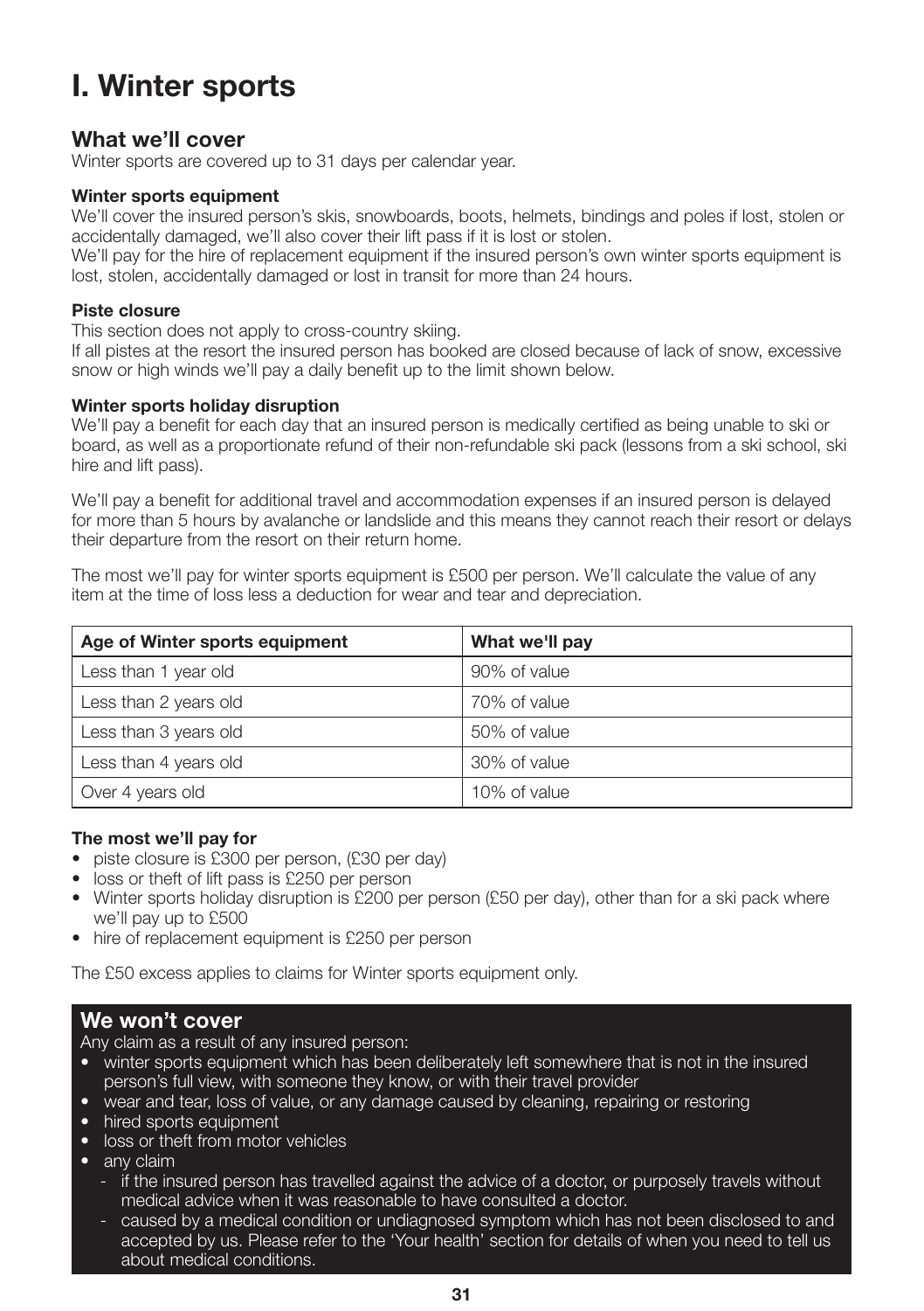# I. Winter sports

## What we'll cover

Winter sports are covered up to 31 days per calendar year.

**Winter sports equipment**

We'll cover the insured person's skis, snowboards, boots, helmets, bindings and poles if lost, stolen or accidentally damaged, we'll also cover their lift pass if it is lost or stolen.
We'll pay for the hire of replacement equipment if the insured person's own winter sports equipment is lost, stolen, accidentally damaged or lost in transit for more than 24 hours.

**Piste closure**

This section does not apply to cross-country skiing.
If all pistes at the resort the insured person has booked are closed because of lack of snow, excessive snow or high winds we'll pay a daily benefit up to the limit shown below.

**Winter sports holiday disruption**

We'll pay a benefit for each day that an insured person is medically certified as being unable to ski or board, as well as a proportionate refund of their non-refundable ski pack (lessons from a ski school, ski hire and lift pass).

We'll pay a benefit for additional travel and accommodation expenses if an insured person is delayed for more than 5 hours by avalanche or landslide and this means they cannot reach their resort or delays their departure from the resort on their return home.

The most we'll pay for winter sports equipment is £500 per person. We'll calculate the value of any item at the time of loss less a deduction for wear and tear and depreciation.

| Age of Winter sports equipment | What we'll pay |
|---|---|
| Less than 1 year old | 90% of value |
| Less than 2 years old | 70% of value |
| Less than 3 years old | 50% of value |
| Less than 4 years old | 30% of value |
| Over 4 years old | 10% of value |

**The most we'll pay for**

- piste closure is £300 per person, (£30 per day)
- loss or theft of lift pass is £250 per person
- Winter sports holiday disruption is £200 per person (£50 per day), other than for a ski pack where we'll pay up to £500
- hire of replacement equipment is £250 per person

The £50 excess applies to claims for Winter sports equipment only.

## We won't cover

Any claim as a result of any insured person:

- winter sports equipment which has been deliberately left somewhere that is not in the insured person's full view, with someone they know, or with their travel provider
- wear and tear, loss of value, or any damage caused by cleaning, repairing or restoring
- hired sports equipment
- loss or theft from motor vehicles
- any claim
  - if the insured person has travelled against the advice of a doctor, or purposely travels without medical advice when it was reasonable to have consulted a doctor.
  - caused by a medical condition or undiagnosed symptom which has not been disclosed to and accepted by us. Please refer to the 'Your health' section for details of when you need to tell us about medical conditions.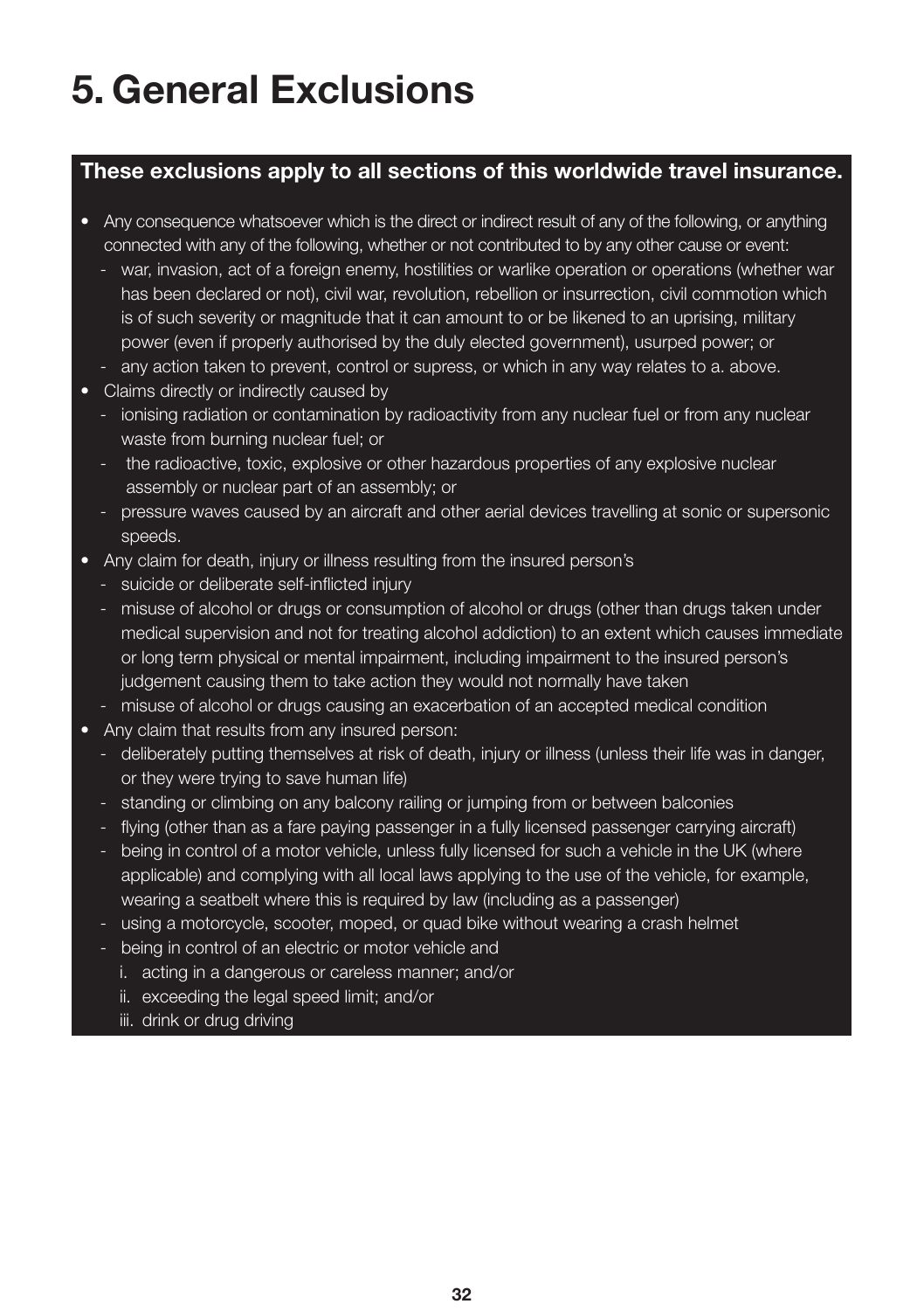# 5. General Exclusions

**These exclusions apply to all sections of this worldwide travel insurance.**

- Any consequence whatsoever which is the direct or indirect result of any of the following, or anything connected with any of the following, whether or not contributed to by any other cause or event:
  - war, invasion, act of a foreign enemy, hostilities or warlike operation or operations (whether war has been declared or not), civil war, revolution, rebellion or insurrection, civil commotion which is of such severity or magnitude that it can amount to or be likened to an uprising, military power (even if properly authorised by the duly elected government), usurped power; or
  - any action taken to prevent, control or supress, or which in any way relates to a. above.
- Claims directly or indirectly caused by
  - ionising radiation or contamination by radioactivity from any nuclear fuel or from any nuclear waste from burning nuclear fuel; or
  - the radioactive, toxic, explosive or other hazardous properties of any explosive nuclear assembly or nuclear part of an assembly; or
  - pressure waves caused by an aircraft and other aerial devices travelling at sonic or supersonic speeds.
- Any claim for death, injury or illness resulting from the insured person's
  - suicide or deliberate self-inflicted injury
  - misuse of alcohol or drugs or consumption of alcohol or drugs (other than drugs taken under medical supervision and not for treating alcohol addiction) to an extent which causes immediate or long term physical or mental impairment, including impairment to the insured person's judgement causing them to take action they would not normally have taken
  - misuse of alcohol or drugs causing an exacerbation of an accepted medical condition
- Any claim that results from any insured person:
  - deliberately putting themselves at risk of death, injury or illness (unless their life was in danger, or they were trying to save human life)
  - standing or climbing on any balcony railing or jumping from or between balconies
  - flying (other than as a fare paying passenger in a fully licensed passenger carrying aircraft)
  - being in control of a motor vehicle, unless fully licensed for such a vehicle in the UK (where applicable) and complying with all local laws applying to the use of the vehicle, for example, wearing a seatbelt where this is required by law (including as a passenger)
  - using a motorcycle, scooter, moped, or quad bike without wearing a crash helmet
  - being in control of an electric or motor vehicle and
    1. acting in a dangerous or careless manner; and/or
    2. exceeding the legal speed limit; and/or
    3. drink or drug driving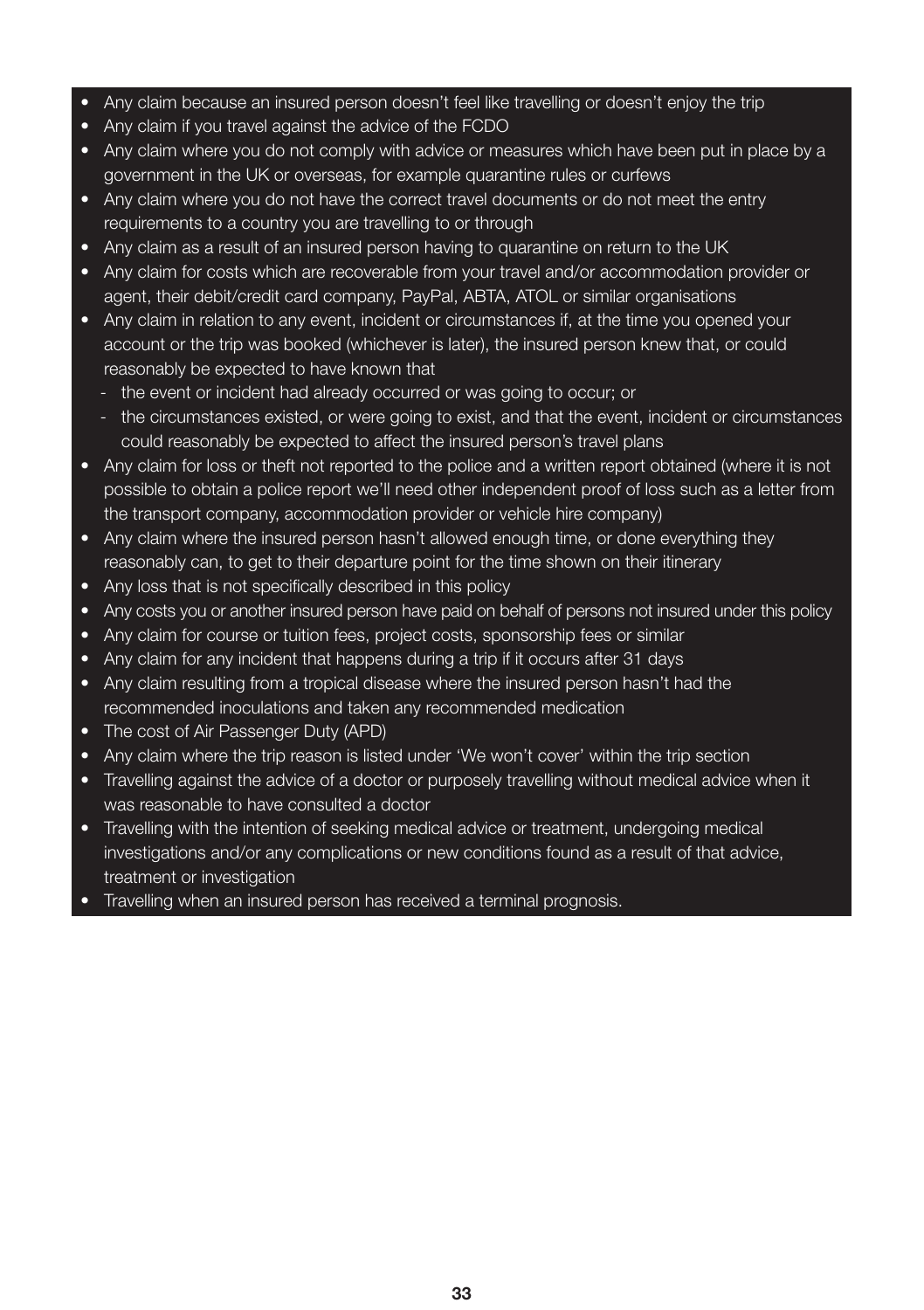- Any claim because an insured person doesn't feel like travelling or doesn't enjoy the trip
- Any claim if you travel against the advice of the FCDO
- Any claim where you do not comply with advice or measures which have been put in place by a government in the UK or overseas, for example quarantine rules or curfews
- Any claim where you do not have the correct travel documents or do not meet the entry requirements to a country you are travelling to or through
- Any claim as a result of an insured person having to quarantine on return to the UK
- Any claim for costs which are recoverable from your travel and/or accommodation provider or agent, their debit/credit card company, PayPal, ABTA, ATOL or similar organisations
- Any claim in relation to any event, incident or circumstances if, at the time you opened your account or the trip was booked (whichever is later), the insured person knew that, or could reasonably be expected to have known that
  - the event or incident had already occurred or was going to occur; or
  - the circumstances existed, or were going to exist, and that the event, incident or circumstances could reasonably be expected to affect the insured person's travel plans
- Any claim for loss or theft not reported to the police and a written report obtained (where it is not possible to obtain a police report we'll need other independent proof of loss such as a letter from the transport company, accommodation provider or vehicle hire company)
- Any claim where the insured person hasn't allowed enough time, or done everything they reasonably can, to get to their departure point for the time shown on their itinerary
- Any loss that is not specifically described in this policy
- Any costs you or another insured person have paid on behalf of persons not insured under this policy
- Any claim for course or tuition fees, project costs, sponsorship fees or similar
- Any claim for any incident that happens during a trip if it occurs after 31 days
- Any claim resulting from a tropical disease where the insured person hasn't had the recommended inoculations and taken any recommended medication
- The cost of Air Passenger Duty (APD)
- Any claim where the trip reason is listed under 'We won't cover' within the trip section
- Travelling against the advice of a doctor or purposely travelling without medical advice when it was reasonable to have consulted a doctor
- Travelling with the intention of seeking medical advice or treatment, undergoing medical investigations and/or any complications or new conditions found as a result of that advice, treatment or investigation
- Travelling when an insured person has received a terminal prognosis.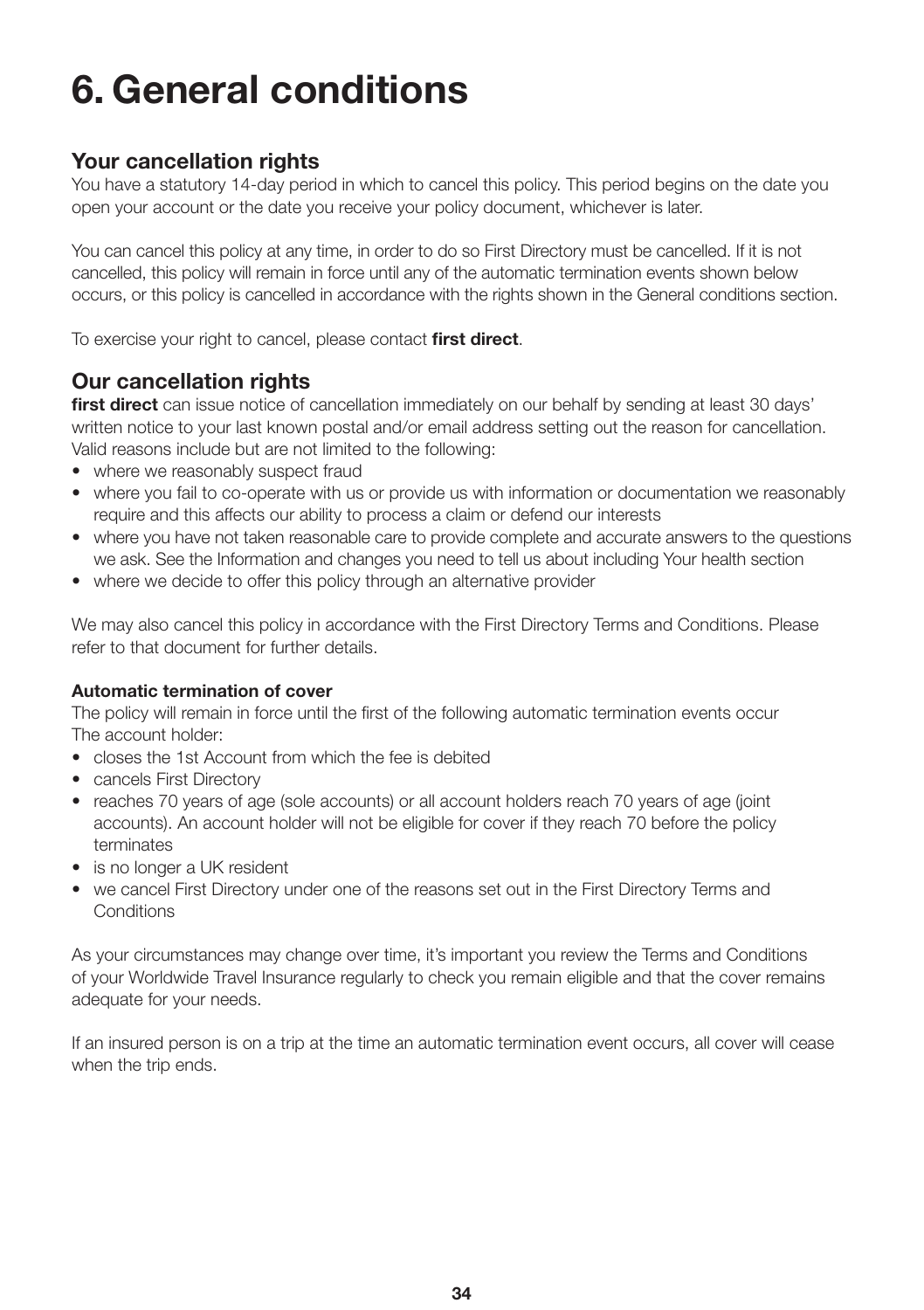# 6. General conditions

## Your cancellation rights

You have a statutory 14-day period in which to cancel this policy. This period begins on the date you open your account or the date you receive your policy document, whichever is later.

You can cancel this policy at any time, in order to do so First Directory must be cancelled. If it is not cancelled, this policy will remain in force until any of the automatic termination events shown below occurs, or this policy is cancelled in accordance with the rights shown in the General conditions section.

To exercise your right to cancel, please contact **first direct**.

## Our cancellation rights

**first direct** can issue notice of cancellation immediately on our behalf by sending at least 30 days' written notice to your last known postal and/or email address setting out the reason for cancellation. Valid reasons include but are not limited to the following:

- where we reasonably suspect fraud
- where you fail to co-operate with us or provide us with information or documentation we reasonably require and this affects our ability to process a claim or defend our interests
- where you have not taken reasonable care to provide complete and accurate answers to the questions we ask. See the Information and changes you need to tell us about including Your health section
- where we decide to offer this policy through an alternative provider

We may also cancel this policy in accordance with the First Directory Terms and Conditions. Please refer to that document for further details.

### Automatic termination of cover

The policy will remain in force until the first of the following automatic termination events occur
The account holder:

- closes the 1st Account from which the fee is debited
- cancels First Directory
- reaches 70 years of age (sole accounts) or all account holders reach 70 years of age (joint accounts). An account holder will not be eligible for cover if they reach 70 before the policy terminates
- is no longer a UK resident
- we cancel First Directory under one of the reasons set out in the First Directory Terms and Conditions

As your circumstances may change over time, it's important you review the Terms and Conditions of your Worldwide Travel Insurance regularly to check you remain eligible and that the cover remains adequate for your needs.

If an insured person is on a trip at the time an automatic termination event occurs, all cover will cease when the trip ends.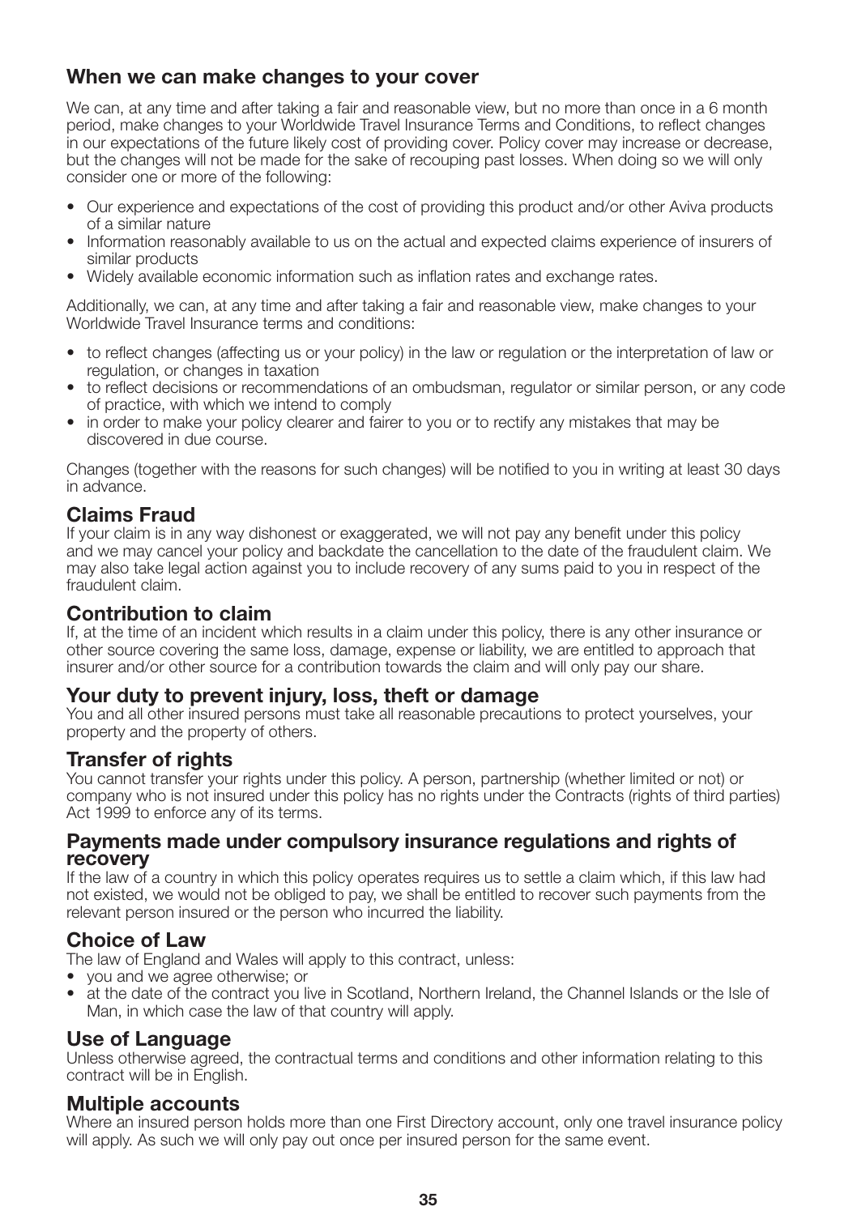## When we can make changes to your cover

We can, at any time and after taking a fair and reasonable view, but no more than once in a 6 month period, make changes to your Worldwide Travel Insurance Terms and Conditions, to reflect changes in our expectations of the future likely cost of providing cover. Policy cover may increase or decrease, but the changes will not be made for the sake of recouping past losses. When doing so we will only consider one or more of the following:

- Our experience and expectations of the cost of providing this product and/or other Aviva products of a similar nature
- Information reasonably available to us on the actual and expected claims experience of insurers of similar products
- Widely available economic information such as inflation rates and exchange rates.

Additionally, we can, at any time and after taking a fair and reasonable view, make changes to your Worldwide Travel Insurance terms and conditions:

- to reflect changes (affecting us or your policy) in the law or regulation or the interpretation of law or regulation, or changes in taxation
- to reflect decisions or recommendations of an ombudsman, regulator or similar person, or any code of practice, with which we intend to comply
- in order to make your policy clearer and fairer to you or to rectify any mistakes that may be discovered in due course.

Changes (together with the reasons for such changes) will be notified to you in writing at least 30 days in advance.

## Claims Fraud

If your claim is in any way dishonest or exaggerated, we will not pay any benefit under this policy and we may cancel your policy and backdate the cancellation to the date of the fraudulent claim. We may also take legal action against you to include recovery of any sums paid to you in respect of the fraudulent claim.

## Contribution to claim

If, at the time of an incident which results in a claim under this policy, there is any other insurance or other source covering the same loss, damage, expense or liability, we are entitled to approach that insurer and/or other source for a contribution towards the claim and will only pay our share.

## Your duty to prevent injury, loss, theft or damage

You and all other insured persons must take all reasonable precautions to protect yourselves, your property and the property of others.

## Transfer of rights

You cannot transfer your rights under this policy. A person, partnership (whether limited or not) or company who is not insured under this policy has no rights under the Contracts (rights of third parties) Act 1999 to enforce any of its terms.

## Payments made under compulsory insurance regulations and rights of recovery

If the law of a country in which this policy operates requires us to settle a claim which, if this law had not existed, we would not be obliged to pay, we shall be entitled to recover such payments from the relevant person insured or the person who incurred the liability.

## Choice of Law

The law of England and Wales will apply to this contract, unless:

- you and we agree otherwise; or
- at the date of the contract you live in Scotland, Northern Ireland, the Channel Islands or the Isle of Man, in which case the law of that country will apply.

## Use of Language

Unless otherwise agreed, the contractual terms and conditions and other information relating to this contract will be in English.

## Multiple accounts

Where an insured person holds more than one First Directory account, only one travel insurance policy will apply. As such we will only pay out once per insured person for the same event.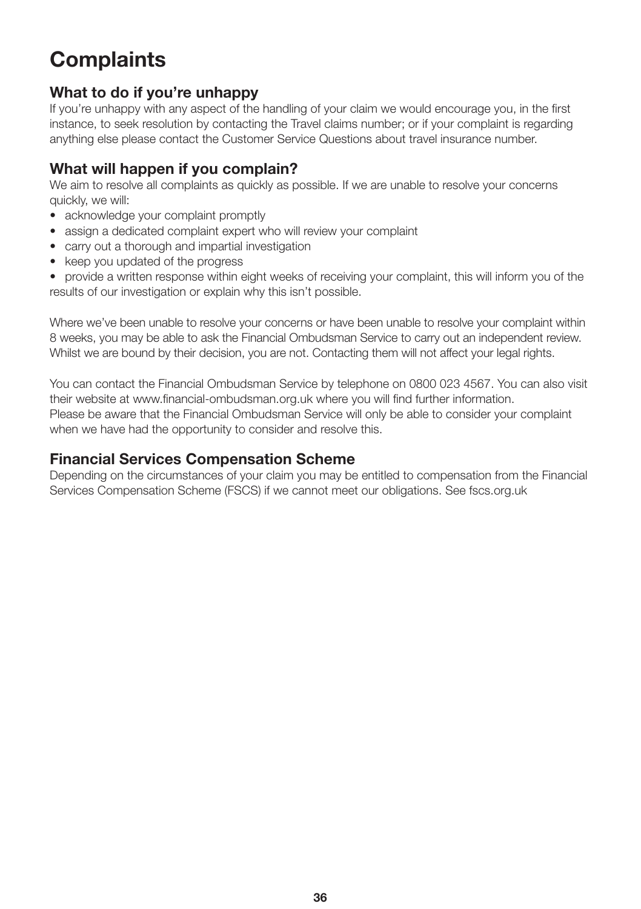# Complaints

## What to do if you're unhappy

If you're unhappy with any aspect of the handling of your claim we would encourage you, in the first instance, to seek resolution by contacting the Travel claims number; or if your complaint is regarding anything else please contact the Customer Service Questions about travel insurance number.

## What will happen if you complain?

We aim to resolve all complaints as quickly as possible. If we are unable to resolve your concerns quickly, we will:

- acknowledge your complaint promptly
- assign a dedicated complaint expert who will review your complaint
- carry out a thorough and impartial investigation
- keep you updated of the progress
- provide a written response within eight weeks of receiving your complaint, this will inform you of the results of our investigation or explain why this isn't possible.

Where we've been unable to resolve your concerns or have been unable to resolve your complaint within 8 weeks, you may be able to ask the Financial Ombudsman Service to carry out an independent review. Whilst we are bound by their decision, you are not. Contacting them will not affect your legal rights.

You can contact the Financial Ombudsman Service by telephone on 0800 023 4567. You can also visit their website at www.financial-ombudsman.org.uk where you will find further information.
Please be aware that the Financial Ombudsman Service will only be able to consider your complaint when we have had the opportunity to consider and resolve this.

## Financial Services Compensation Scheme

Depending on the circumstances of your claim you may be entitled to compensation from the Financial Services Compensation Scheme (FSCS) if we cannot meet our obligations. See fscs.org.uk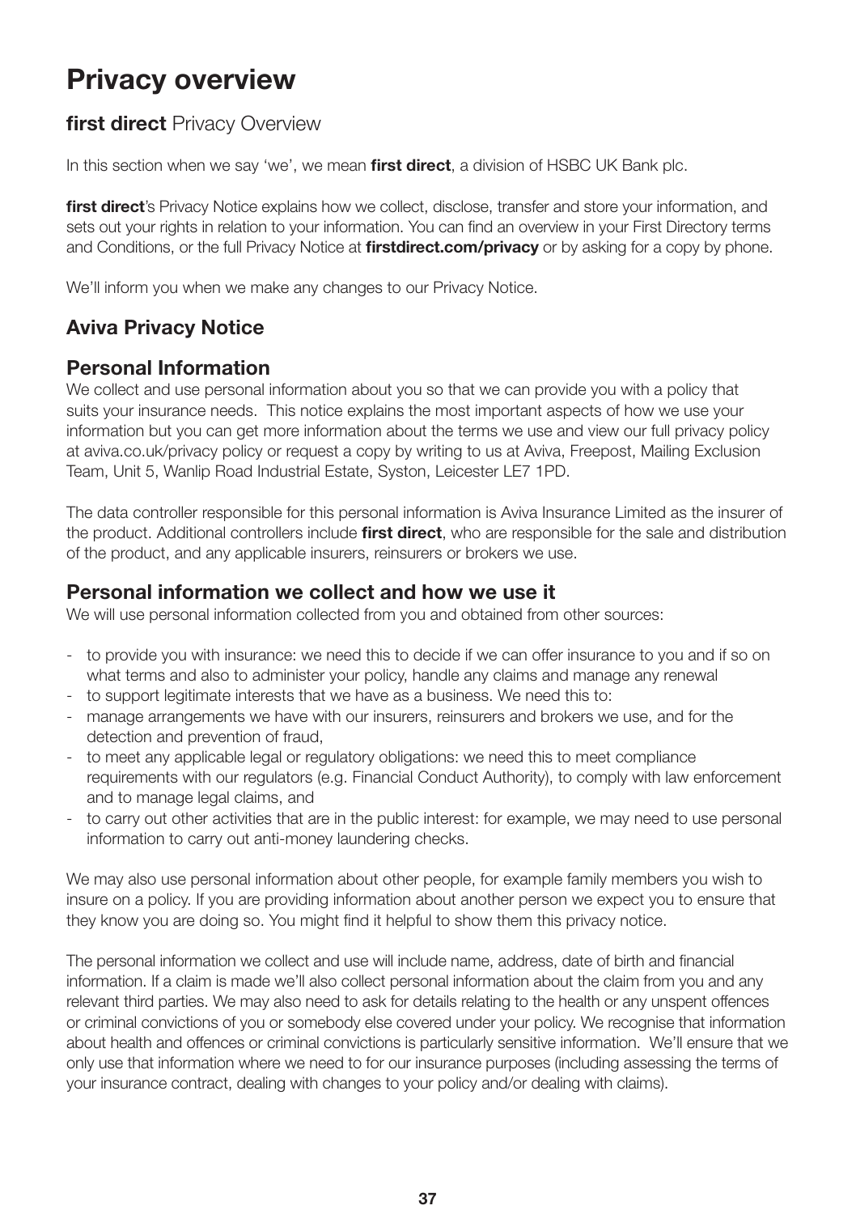# Privacy overview

## **first direct** Privacy Overview

In this section when we say 'we', we mean **first direct**, a division of HSBC UK Bank plc.

**first direct**'s Privacy Notice explains how we collect, disclose, transfer and store your information, and sets out your rights in relation to your information. You can find an overview in your First Directory terms and Conditions, or the full Privacy Notice at **firstdirect.com/privacy** or by asking for a copy by phone.

We'll inform you when we make any changes to our Privacy Notice.

## Aviva Privacy Notice

### Personal Information

We collect and use personal information about you so that we can provide you with a policy that suits your insurance needs. This notice explains the most important aspects of how we use your information but you can get more information about the terms we use and view our full privacy policy at aviva.co.uk/privacy policy or request a copy by writing to us at Aviva, Freepost, Mailing Exclusion Team, Unit 5, Wanlip Road Industrial Estate, Syston, Leicester LE7 1PD.

The data controller responsible for this personal information is Aviva Insurance Limited as the insurer of the product. Additional controllers include **first direct**, who are responsible for the sale and distribution of the product, and any applicable insurers, reinsurers or brokers we use.

### Personal information we collect and how we use it

We will use personal information collected from you and obtained from other sources:

- to provide you with insurance: we need this to decide if we can offer insurance to you and if so on what terms and also to administer your policy, handle any claims and manage any renewal
- to support legitimate interests that we have as a business. We need this to:
- manage arrangements we have with our insurers, reinsurers and brokers we use, and for the detection and prevention of fraud,
- to meet any applicable legal or regulatory obligations: we need this to meet compliance requirements with our regulators (e.g. Financial Conduct Authority), to comply with law enforcement and to manage legal claims, and
- to carry out other activities that are in the public interest: for example, we may need to use personal information to carry out anti-money laundering checks.

We may also use personal information about other people, for example family members you wish to insure on a policy. If you are providing information about another person we expect you to ensure that they know you are doing so. You might find it helpful to show them this privacy notice.

The personal information we collect and use will include name, address, date of birth and financial information. If a claim is made we'll also collect personal information about the claim from you and any relevant third parties. We may also need to ask for details relating to the health or any unspent offences or criminal convictions of you or somebody else covered under your policy. We recognise that information about health and offences or criminal convictions is particularly sensitive information. We'll ensure that we only use that information where we need to for our insurance purposes (including assessing the terms of your insurance contract, dealing with changes to your policy and/or dealing with claims).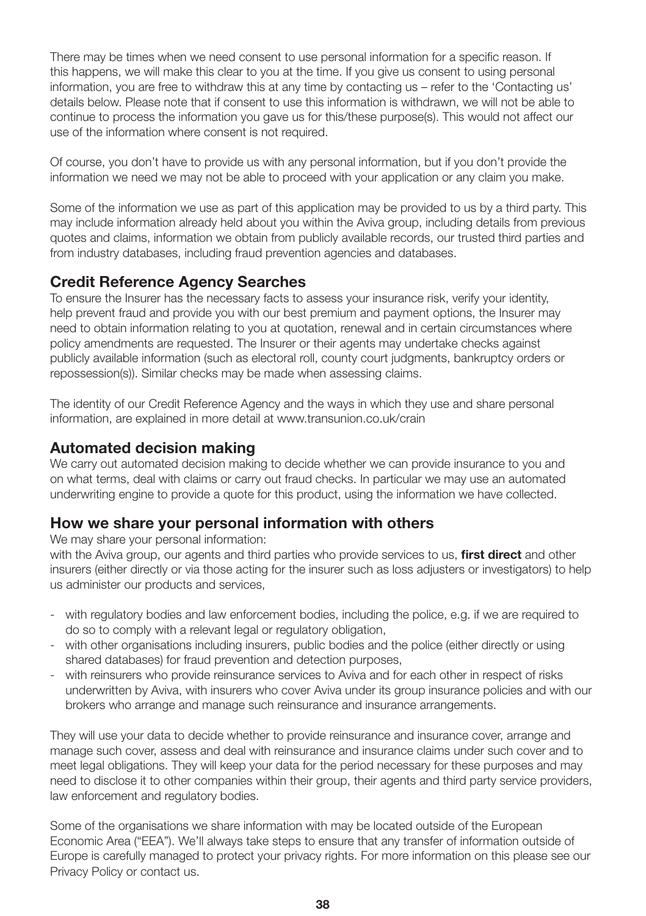There may be times when we need consent to use personal information for a specific reason. If this happens, we will make this clear to you at the time. If you give us consent to using personal information, you are free to withdraw this at any time by contacting us – refer to the 'Contacting us' details below. Please note that if consent to use this information is withdrawn, we will not be able to continue to process the information you gave us for this/these purpose(s). This would not affect our use of the information where consent is not required.

Of course, you don't have to provide us with any personal information, but if you don't provide the information we need we may not be able to proceed with your application or any claim you make.

Some of the information we use as part of this application may be provided to us by a third party. This may include information already held about you within the Aviva group, including details from previous quotes and claims, information we obtain from publicly available records, our trusted third parties and from industry databases, including fraud prevention agencies and databases.

## Credit Reference Agency Searches

To ensure the Insurer has the necessary facts to assess your insurance risk, verify your identity, help prevent fraud and provide you with our best premium and payment options, the Insurer may need to obtain information relating to you at quotation, renewal and in certain circumstances where policy amendments are requested. The Insurer or their agents may undertake checks against publicly available information (such as electoral roll, county court judgments, bankruptcy orders or repossession(s)). Similar checks may be made when assessing claims.

The identity of our Credit Reference Agency and the ways in which they use and share personal information, are explained in more detail at www.transunion.co.uk/crain

## Automated decision making

We carry out automated decision making to decide whether we can provide insurance to you and on what terms, deal with claims or carry out fraud checks. In particular we may use an automated underwriting engine to provide a quote for this product, using the information we have collected.

## How we share your personal information with others

We may share your personal information:
with the Aviva group, our agents and third parties who provide services to us, **first direct** and other insurers (either directly or via those acting for the insurer such as loss adjusters or investigators) to help us administer our products and services,

- with regulatory bodies and law enforcement bodies, including the police, e.g. if we are required to do so to comply with a relevant legal or regulatory obligation,
- with other organisations including insurers, public bodies and the police (either directly or using shared databases) for fraud prevention and detection purposes,
- with reinsurers who provide reinsurance services to Aviva and for each other in respect of risks underwritten by Aviva, with insurers who cover Aviva under its group insurance policies and with our brokers who arrange and manage such reinsurance and insurance arrangements.

They will use your data to decide whether to provide reinsurance and insurance cover, arrange and manage such cover, assess and deal with reinsurance and insurance claims under such cover and to meet legal obligations. They will keep your data for the period necessary for these purposes and may need to disclose it to other companies within their group, their agents and third party service providers, law enforcement and regulatory bodies.

Some of the organisations we share information with may be located outside of the European Economic Area ("EEA"). We'll always take steps to ensure that any transfer of information outside of Europe is carefully managed to protect your privacy rights. For more information on this please see our Privacy Policy or contact us.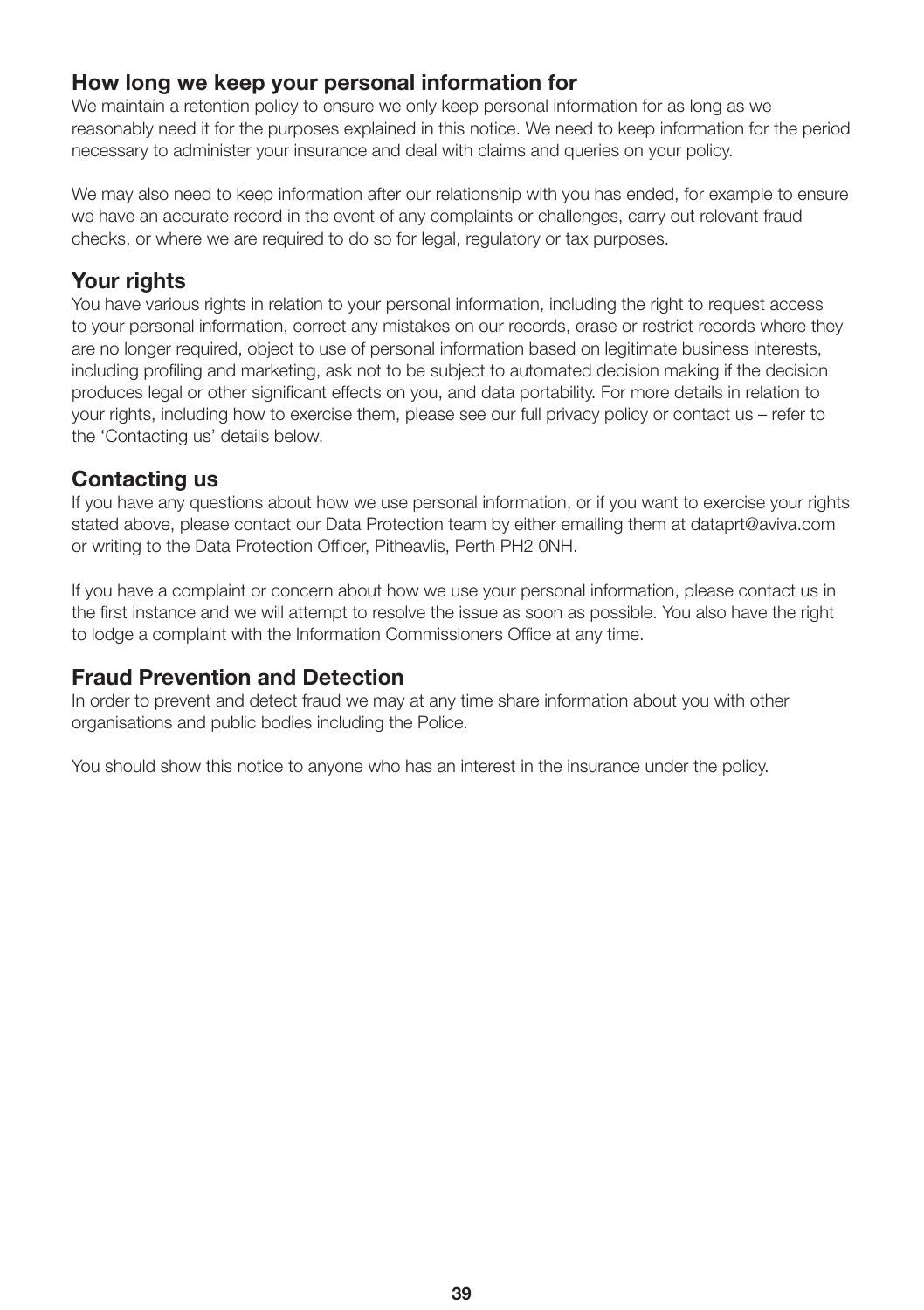## How long we keep your personal information for

We maintain a retention policy to ensure we only keep personal information for as long as we reasonably need it for the purposes explained in this notice. We need to keep information for the period necessary to administer your insurance and deal with claims and queries on your policy.

We may also need to keep information after our relationship with you has ended, for example to ensure we have an accurate record in the event of any complaints or challenges, carry out relevant fraud checks, or where we are required to do so for legal, regulatory or tax purposes.

## Your rights

You have various rights in relation to your personal information, including the right to request access to your personal information, correct any mistakes on our records, erase or restrict records where they are no longer required, object to use of personal information based on legitimate business interests, including profiling and marketing, ask not to be subject to automated decision making if the decision produces legal or other significant effects on you, and data portability. For more details in relation to your rights, including how to exercise them, please see our full privacy policy or contact us – refer to the 'Contacting us' details below.

## Contacting us

If you have any questions about how we use personal information, or if you want to exercise your rights stated above, please contact our Data Protection team by either emailing them at dataprt@aviva.com or writing to the Data Protection Officer, Pitheavlis, Perth PH2 0NH.

If you have a complaint or concern about how we use your personal information, please contact us in the first instance and we will attempt to resolve the issue as soon as possible. You also have the right to lodge a complaint with the Information Commissioners Office at any time.

## Fraud Prevention and Detection

In order to prevent and detect fraud we may at any time share information about you with other organisations and public bodies including the Police.

You should show this notice to anyone who has an interest in the insurance under the policy.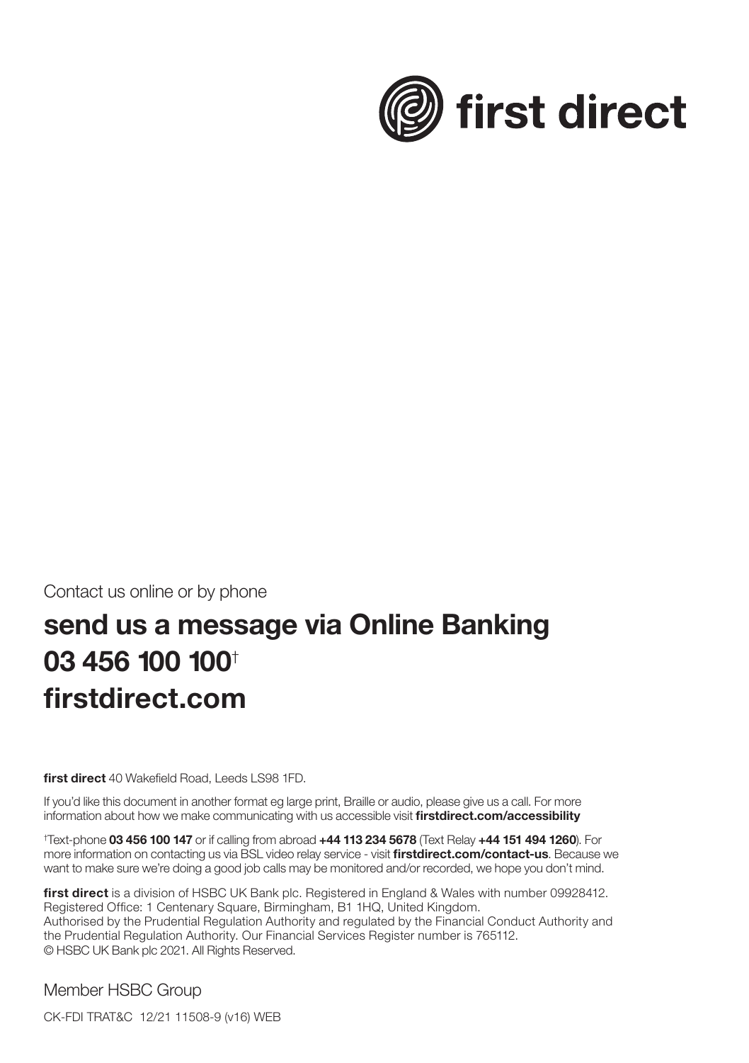**first direct**

Contact us online or by phone

## send us a message via Online Banking
## 03 456 100 100†
## firstdirect.com

**first direct** 40 Wakefield Road, Leeds LS98 1FD.

If you'd like this document in another format eg large print, Braille or audio, please give us a call. For more information about how we make communicating with us accessible visit **firstdirect.com/accessibility**

†Text-phone **03 456 100 147** or if calling from abroad **+44 113 234 5678** (Text Relay **+44 151 494 1260**). For more information on contacting us via BSL video relay service - visit **firstdirect.com/contact-us**. Because we want to make sure we're doing a good job calls may be monitored and/or recorded, we hope you don't mind.

**first direct** is a division of HSBC UK Bank plc. Registered in England & Wales with number 09928412. Registered Office: 1 Centenary Square, Birmingham, B1 1HQ, United Kingdom.
Authorised by the Prudential Regulation Authority and regulated by the Financial Conduct Authority and the Prudential Regulation Authority. Our Financial Services Register number is 765112.
© HSBC UK Bank plc 2021. All Rights Reserved.

Member HSBC Group

CK-FDI TRAT&C 12/21 11508-9 (v16) WEB